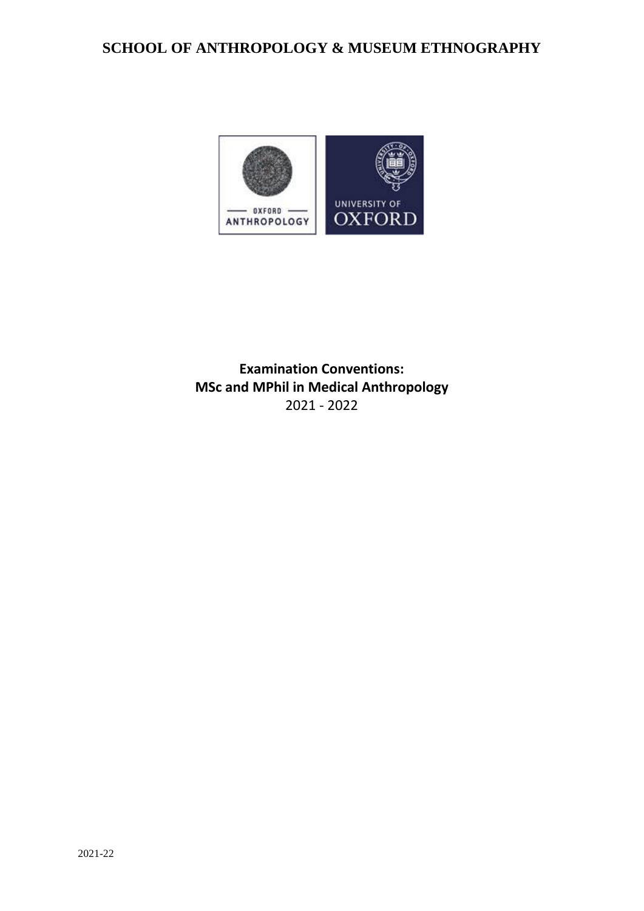# SCHOOL OF ANTHROPOLOGY & MUSEUM ETHNOGRAPHY

**Examination Conventions:**
**MSc and MPhil in Medical Anthropology**
2021 - 2022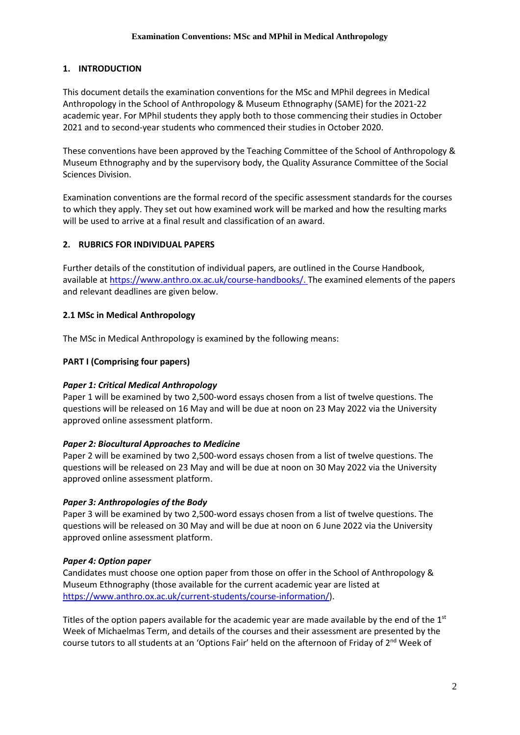# Examination Conventions: MSc and MPhil in Medical Anthropology

## 1. INTRODUCTION

This document details the examination conventions for the MSc and MPhil degrees in Medical Anthropology in the School of Anthropology & Museum Ethnography (SAME) for the 2021-22 academic year. For MPhil students they apply both to those commencing their studies in October 2021 and to second-year students who commenced their studies in October 2020.

These conventions have been approved by the Teaching Committee of the School of Anthropology & Museum Ethnography and by the supervisory body, the Quality Assurance Committee of the Social Sciences Division.

Examination conventions are the formal record of the specific assessment standards for the courses to which they apply. They set out how examined work will be marked and how the resulting marks will be used to arrive at a final result and classification of an award.

## 2. RUBRICS FOR INDIVIDUAL PAPERS

Further details of the constitution of individual papers, are outlined in the Course Handbook, available at https://www.anthro.ox.ac.uk/course-handbooks/. The examined elements of the papers and relevant deadlines are given below.

### 2.1 MSc in Medical Anthropology

The MSc in Medical Anthropology is examined by the following means:

**PART I (Comprising four papers)**

***Paper 1: Critical Medical Anthropology***
Paper 1 will be examined by two 2,500-word essays chosen from a list of twelve questions. The questions will be released on 16 May and will be due at noon on 23 May 2022 via the University approved online assessment platform.

***Paper 2: Biocultural Approaches to Medicine***
Paper 2 will be examined by two 2,500-word essays chosen from a list of twelve questions. The questions will be released on 23 May and will be due at noon on 30 May 2022 via the University approved online assessment platform.

***Paper 3: Anthropologies of the Body***
Paper 3 will be examined by two 2,500-word essays chosen from a list of twelve questions. The questions will be released on 30 May and will be due at noon on 6 June 2022 via the University approved online assessment platform.

***Paper 4: Option paper***
Candidates must choose one option paper from those on offer in the School of Anthropology & Museum Ethnography (those available for the current academic year are listed at https://www.anthro.ox.ac.uk/current-students/course-information/).

Titles of the option papers available for the academic year are made available by the end of the 1st Week of Michaelmas Term, and details of the courses and their assessment are presented by the course tutors to all students at an 'Options Fair' held on the afternoon of Friday of 2nd Week of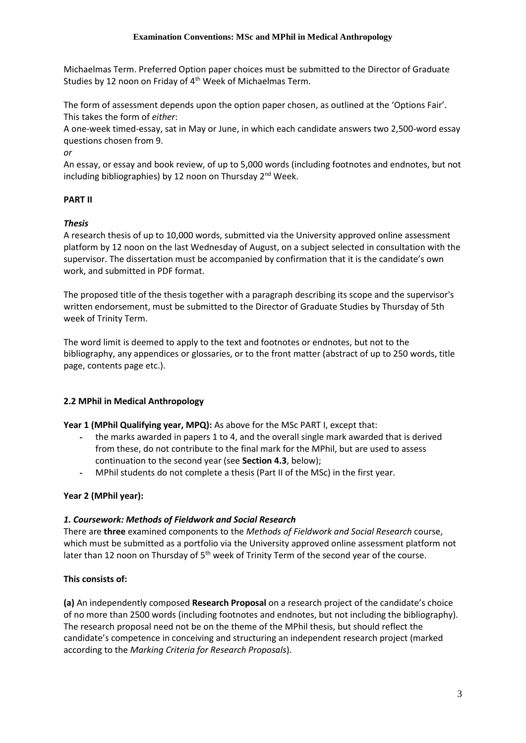Michaelmas Term. Preferred Option paper choices must be submitted to the Director of Graduate Studies by 12 noon on Friday of 4th Week of Michaelmas Term.

The form of assessment depends upon the option paper chosen, as outlined at the 'Options Fair'. This takes the form of *either*:

A one-week timed-essay, sat in May or June, in which each candidate answers two 2,500-word essay questions chosen from 9.

*or*

An essay, or essay and book review, of up to 5,000 words (including footnotes and endnotes, but not including bibliographies) by 12 noon on Thursday 2nd Week.

**PART II**

***Thesis***

A research thesis of up to 10,000 words, submitted via the University approved online assessment platform by 12 noon on the last Wednesday of August, on a subject selected in consultation with the supervisor. The dissertation must be accompanied by confirmation that it is the candidate's own work, and submitted in PDF format.

The proposed title of the thesis together with a paragraph describing its scope and the supervisor's written endorsement, must be submitted to the Director of Graduate Studies by Thursday of 5th week of Trinity Term.

The word limit is deemed to apply to the text and footnotes or endnotes, but not to the bibliography, any appendices or glossaries, or to the front matter (abstract of up to 250 words, title page, contents page etc.).

### 2.2 MPhil in Medical Anthropology

**Year 1 (MPhil Qualifying year, MPQ):** As above for the MSc PART I, except that:

- the marks awarded in papers 1 to 4, and the overall single mark awarded that is derived from these, do not contribute to the final mark for the MPhil, but are used to assess continuation to the second year (see **Section 4.3**, below);
- MPhil students do not complete a thesis (Part II of the MSc) in the first year.

**Year 2 (MPhil year):**

***1. Coursework: Methods of Fieldwork and Social Research***

There are **three** examined components to the *Methods of Fieldwork and Social Research* course, which must be submitted as a portfolio via the University approved online assessment platform not later than 12 noon on Thursday of 5th week of Trinity Term of the second year of the course.

**This consists of:**

**(a)** An independently composed **Research Proposal** on a research project of the candidate's choice of no more than 2500 words (including footnotes and endnotes, but not including the bibliography). The research proposal need not be on the theme of the MPhil thesis, but should reflect the candidate's competence in conceiving and structuring an independent research project (marked according to the *Marking Criteria for Research Proposals*).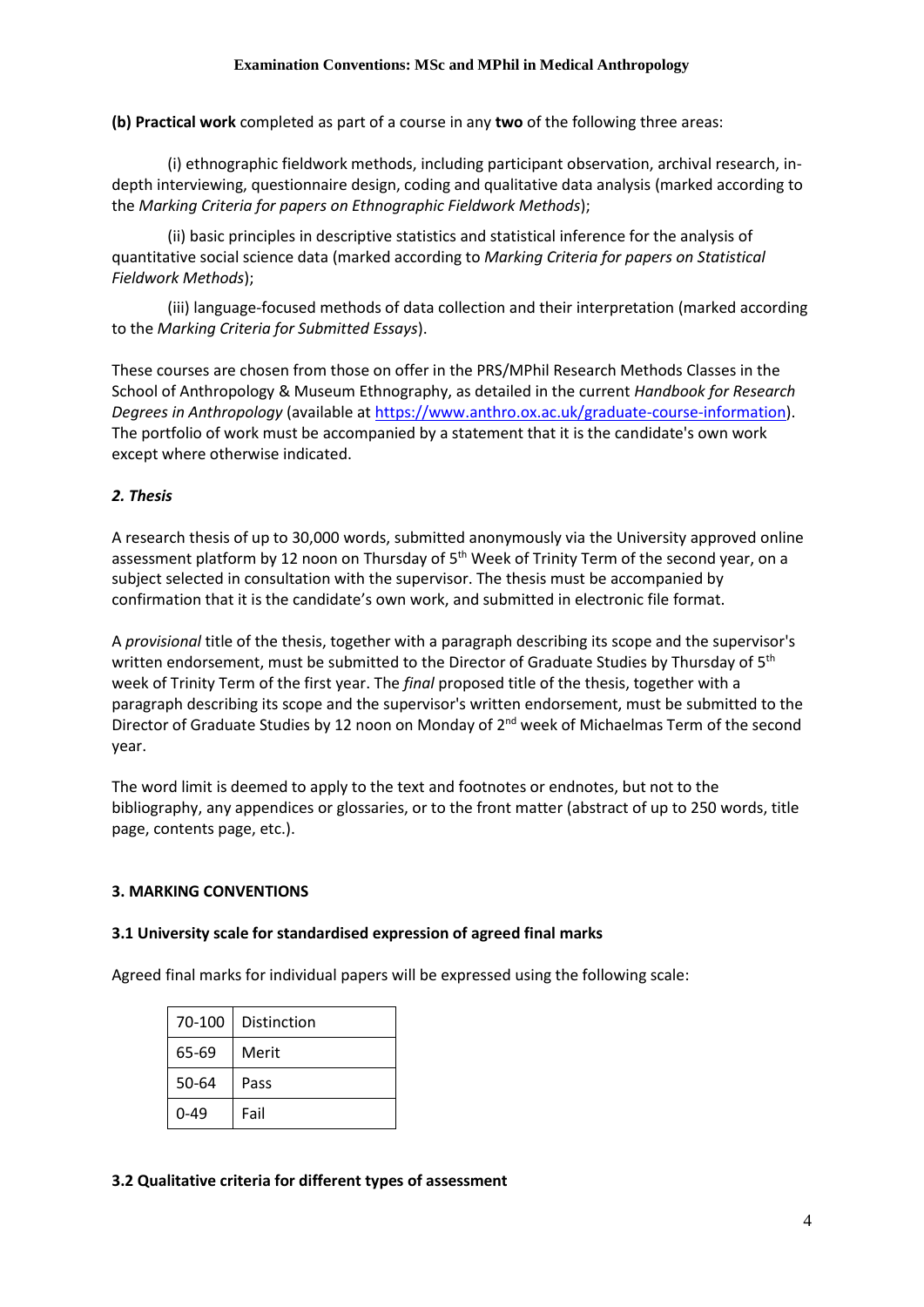**(b) Practical work** completed as part of a course in any **two** of the following three areas:

(i) ethnographic fieldwork methods, including participant observation, archival research, in-depth interviewing, questionnaire design, coding and qualitative data analysis (marked according to the *Marking Criteria for papers on Ethnographic Fieldwork Methods*);

(ii) basic principles in descriptive statistics and statistical inference for the analysis of quantitative social science data (marked according to *Marking Criteria for papers on Statistical Fieldwork Methods*);

(iii) language-focused methods of data collection and their interpretation (marked according to the *Marking Criteria for Submitted Essays*).

These courses are chosen from those on offer in the PRS/MPhil Research Methods Classes in the School of Anthropology & Museum Ethnography, as detailed in the current *Handbook for Research Degrees in Anthropology* (available at https://www.anthro.ox.ac.uk/graduate-course-information). The portfolio of work must be accompanied by a statement that it is the candidate's own work except where otherwise indicated.

### *2. Thesis*

A research thesis of up to 30,000 words, submitted anonymously via the University approved online assessment platform by 12 noon on Thursday of 5th Week of Trinity Term of the second year, on a subject selected in consultation with the supervisor. The thesis must be accompanied by confirmation that it is the candidate's own work, and submitted in electronic file format.

A *provisional* title of the thesis, together with a paragraph describing its scope and the supervisor's written endorsement, must be submitted to the Director of Graduate Studies by Thursday of 5th week of Trinity Term of the first year. The *final* proposed title of the thesis, together with a paragraph describing its scope and the supervisor's written endorsement, must be submitted to the Director of Graduate Studies by 12 noon on Monday of 2nd week of Michaelmas Term of the second year.

The word limit is deemed to apply to the text and footnotes or endnotes, but not to the bibliography, any appendices or glossaries, or to the front matter (abstract of up to 250 words, title page, contents page, etc.).

## 3. MARKING CONVENTIONS

### 3.1 University scale for standardised expression of agreed final marks

Agreed final marks for individual papers will be expressed using the following scale:

| | |
|---|---|
| 70-100 | Distinction |
| 65-69 | Merit |
| 50-64 | Pass |
| 0-49 | Fail |

### 3.2 Qualitative criteria for different types of assessment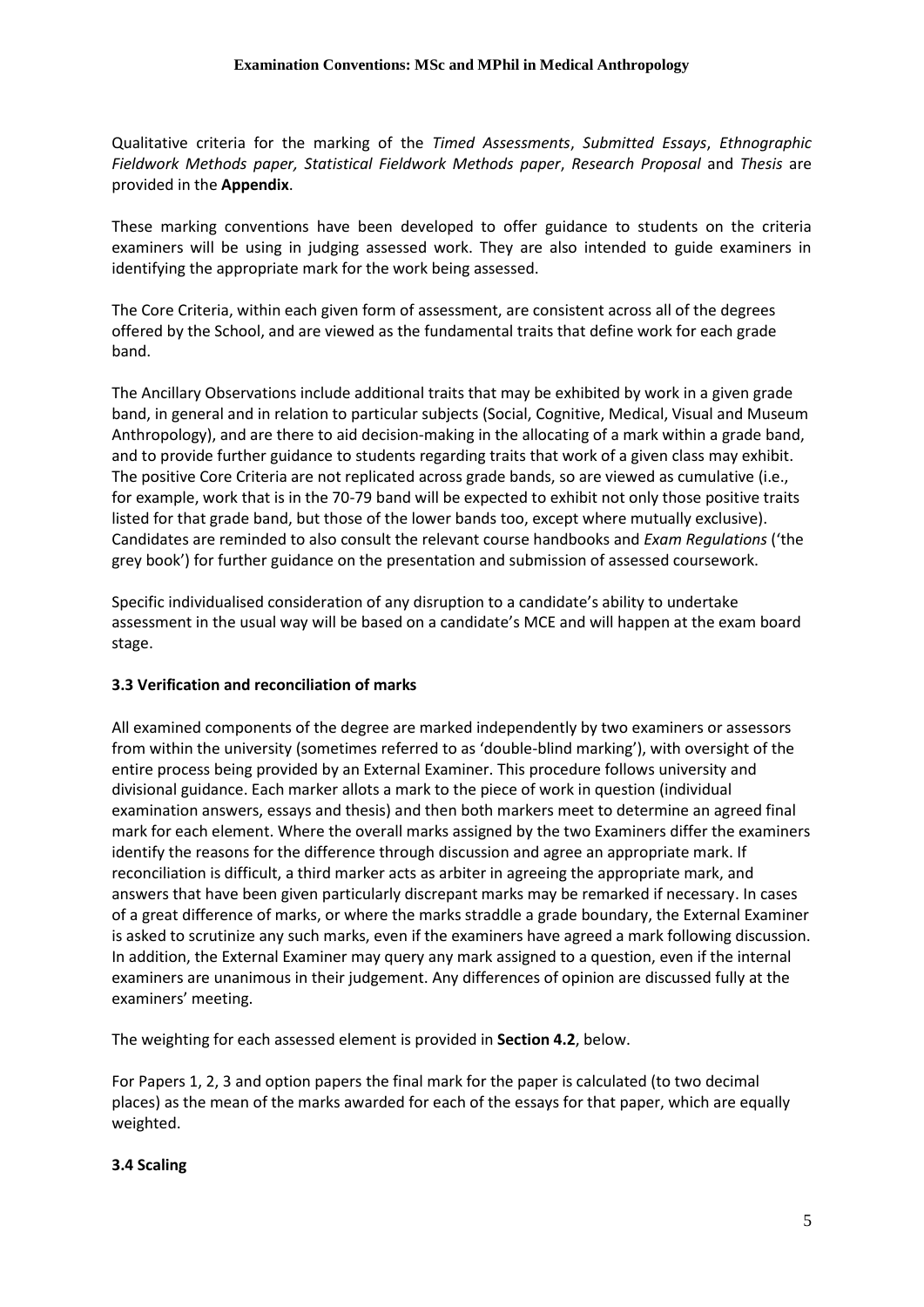Qualitative criteria for the marking of the *Timed Assessments*, *Submitted Essays*, *Ethnographic Fieldwork Methods paper, Statistical Fieldwork Methods paper*, *Research Proposal* and *Thesis* are provided in the **Appendix**.

These marking conventions have been developed to offer guidance to students on the criteria examiners will be using in judging assessed work. They are also intended to guide examiners in identifying the appropriate mark for the work being assessed.

The Core Criteria, within each given form of assessment, are consistent across all of the degrees offered by the School, and are viewed as the fundamental traits that define work for each grade band.

The Ancillary Observations include additional traits that may be exhibited by work in a given grade band, in general and in relation to particular subjects (Social, Cognitive, Medical, Visual and Museum Anthropology), and are there to aid decision-making in the allocating of a mark within a grade band, and to provide further guidance to students regarding traits that work of a given class may exhibit. The positive Core Criteria are not replicated across grade bands, so are viewed as cumulative (i.e., for example, work that is in the 70-79 band will be expected to exhibit not only those positive traits listed for that grade band, but those of the lower bands too, except where mutually exclusive). Candidates are reminded to also consult the relevant course handbooks and *Exam Regulations* ('the grey book') for further guidance on the presentation and submission of assessed coursework.

Specific individualised consideration of any disruption to a candidate's ability to undertake assessment in the usual way will be based on a candidate's MCE and will happen at the exam board stage.

### 3.3 Verification and reconciliation of marks

All examined components of the degree are marked independently by two examiners or assessors from within the university (sometimes referred to as 'double-blind marking'), with oversight of the entire process being provided by an External Examiner. This procedure follows university and divisional guidance. Each marker allots a mark to the piece of work in question (individual examination answers, essays and thesis) and then both markers meet to determine an agreed final mark for each element. Where the overall marks assigned by the two Examiners differ the examiners identify the reasons for the difference through discussion and agree an appropriate mark. If reconciliation is difficult, a third marker acts as arbiter in agreeing the appropriate mark, and answers that have been given particularly discrepant marks may be remarked if necessary. In cases of a great difference of marks, or where the marks straddle a grade boundary, the External Examiner is asked to scrutinize any such marks, even if the examiners have agreed a mark following discussion. In addition, the External Examiner may query any mark assigned to a question, even if the internal examiners are unanimous in their judgement. Any differences of opinion are discussed fully at the examiners' meeting.

The weighting for each assessed element is provided in **Section 4.2**, below.

For Papers 1, 2, 3 and option papers the final mark for the paper is calculated (to two decimal places) as the mean of the marks awarded for each of the essays for that paper, which are equally weighted.

### 3.4 Scaling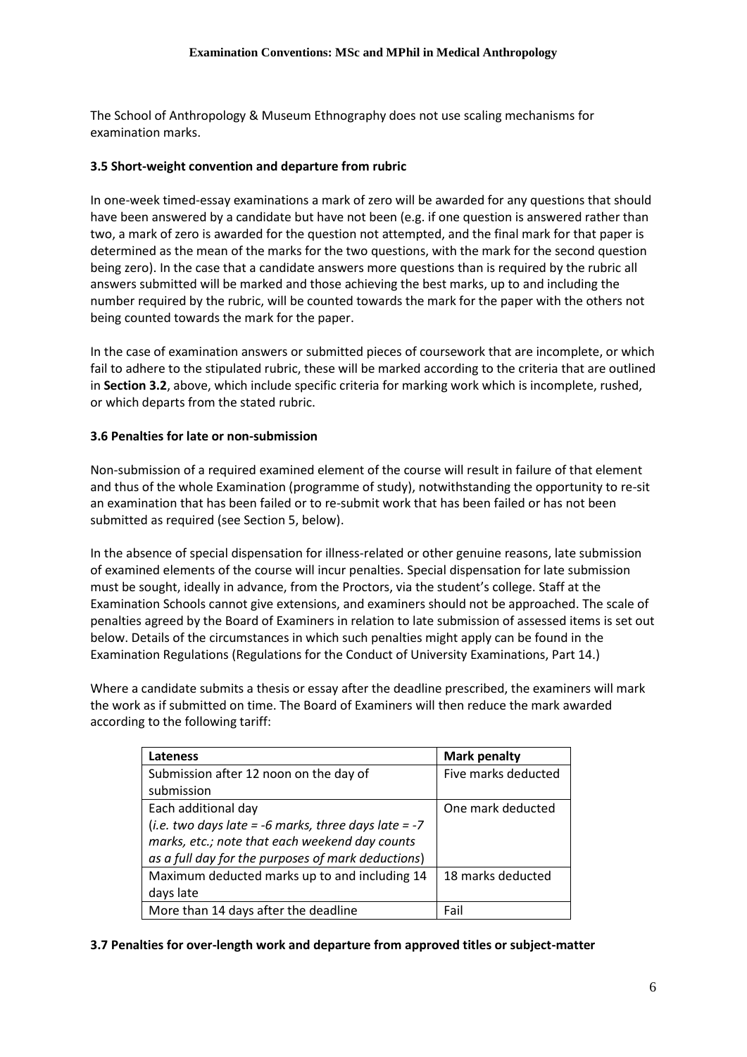The School of Anthropology & Museum Ethnography does not use scaling mechanisms for examination marks.

### 3.5 Short-weight convention and departure from rubric

In one-week timed-essay examinations a mark of zero will be awarded for any questions that should have been answered by a candidate but have not been (e.g. if one question is answered rather than two, a mark of zero is awarded for the question not attempted, and the final mark for that paper is determined as the mean of the marks for the two questions, with the mark for the second question being zero). In the case that a candidate answers more questions than is required by the rubric all answers submitted will be marked and those achieving the best marks, up to and including the number required by the rubric, will be counted towards the mark for the paper with the others not being counted towards the mark for the paper.

In the case of examination answers or submitted pieces of coursework that are incomplete, or which fail to adhere to the stipulated rubric, these will be marked according to the criteria that are outlined in **Section 3.2**, above, which include specific criteria for marking work which is incomplete, rushed, or which departs from the stated rubric.

### 3.6 Penalties for late or non-submission

Non-submission of a required examined element of the course will result in failure of that element and thus of the whole Examination (programme of study), notwithstanding the opportunity to re-sit an examination that has been failed or to re-submit work that has been failed or has not been submitted as required (see Section 5, below).

In the absence of special dispensation for illness-related or other genuine reasons, late submission of examined elements of the course will incur penalties. Special dispensation for late submission must be sought, ideally in advance, from the Proctors, via the student's college. Staff at the Examination Schools cannot give extensions, and examiners should not be approached. The scale of penalties agreed by the Board of Examiners in relation to late submission of assessed items is set out below. Details of the circumstances in which such penalties might apply can be found in the Examination Regulations (Regulations for the Conduct of University Examinations, Part 14.)

Where a candidate submits a thesis or essay after the deadline prescribed, the examiners will mark the work as if submitted on time. The Board of Examiners will then reduce the mark awarded according to the following tariff:

| Lateness | Mark penalty |
|---|---|
| Submission after 12 noon on the day of submission | Five marks deducted |
| Each additional day (*i.e. two days late = -6 marks, three days late = -7 marks, etc.; note that each weekend day counts as a full day for the purposes of mark deductions*) | One mark deducted |
| Maximum deducted marks up to and including 14 days late | 18 marks deducted |
| More than 14 days after the deadline | Fail |

### 3.7 Penalties for over-length work and departure from approved titles or subject-matter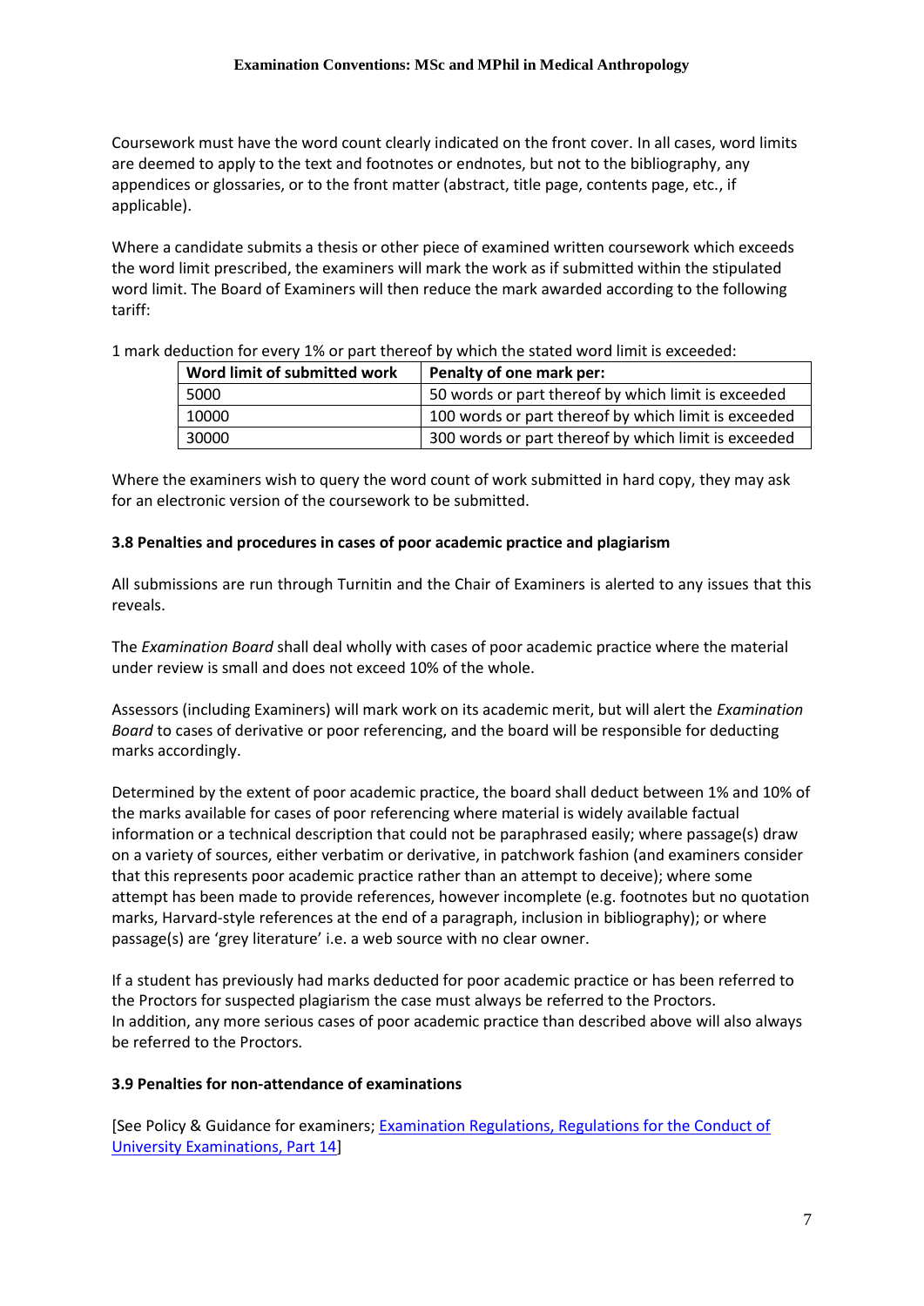Coursework must have the word count clearly indicated on the front cover. In all cases, word limits are deemed to apply to the text and footnotes or endnotes, but not to the bibliography, any appendices or glossaries, or to the front matter (abstract, title page, contents page, etc., if applicable).

Where a candidate submits a thesis or other piece of examined written coursework which exceeds the word limit prescribed, the examiners will mark the work as if submitted within the stipulated word limit. The Board of Examiners will then reduce the mark awarded according to the following tariff:

1 mark deduction for every 1% or part thereof by which the stated word limit is exceeded:

| Word limit of submitted work | Penalty of one mark per: |
|---|---|
| 5000 | 50 words or part thereof by which limit is exceeded |
| 10000 | 100 words or part thereof by which limit is exceeded |
| 30000 | 300 words or part thereof by which limit is exceeded |

Where the examiners wish to query the word count of work submitted in hard copy, they may ask for an electronic version of the coursework to be submitted.

### 3.8 Penalties and procedures in cases of poor academic practice and plagiarism

All submissions are run through Turnitin and the Chair of Examiners is alerted to any issues that this reveals.

The *Examination Board* shall deal wholly with cases of poor academic practice where the material under review is small and does not exceed 10% of the whole.

Assessors (including Examiners) will mark work on its academic merit, but will alert the *Examination Board* to cases of derivative or poor referencing, and the board will be responsible for deducting marks accordingly.

Determined by the extent of poor academic practice, the board shall deduct between 1% and 10% of the marks available for cases of poor referencing where material is widely available factual information or a technical description that could not be paraphrased easily; where passage(s) draw on a variety of sources, either verbatim or derivative, in patchwork fashion (and examiners consider that this represents poor academic practice rather than an attempt to deceive); where some attempt has been made to provide references, however incomplete (e.g. footnotes but no quotation marks, Harvard-style references at the end of a paragraph, inclusion in bibliography); or where passage(s) are 'grey literature' i.e. a web source with no clear owner.

If a student has previously had marks deducted for poor academic practice or has been referred to the Proctors for suspected plagiarism the case must always be referred to the Proctors.
In addition, any more serious cases of poor academic practice than described above will also always be referred to the Proctors.

### 3.9 Penalties for non-attendance of examinations

[See Policy & Guidance for examiners; Examination Regulations, Regulations for the Conduct of University Examinations, Part 14]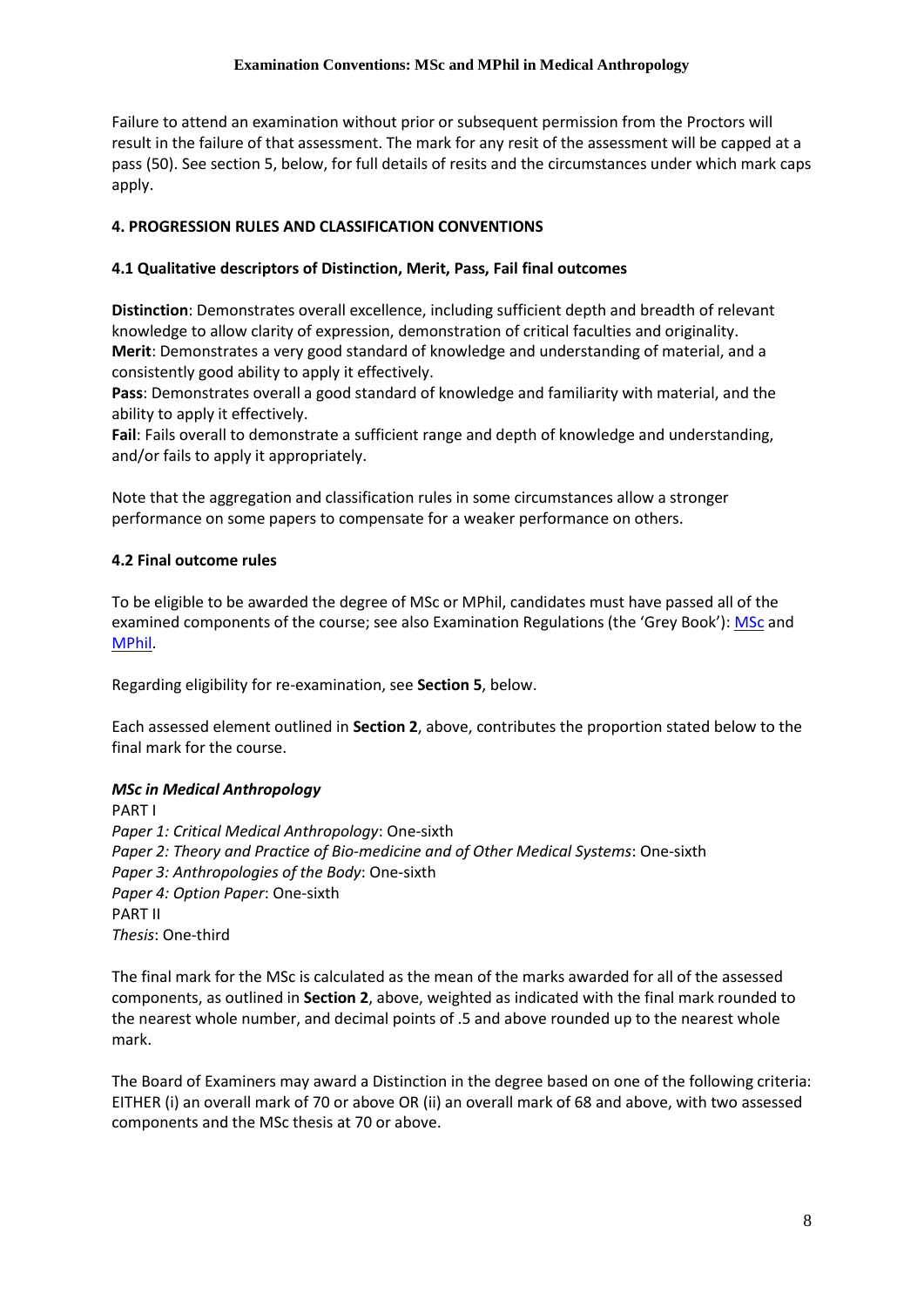Failure to attend an examination without prior or subsequent permission from the Proctors will result in the failure of that assessment. The mark for any resit of the assessment will be capped at a pass (50). See section 5, below, for full details of resits and the circumstances under which mark caps apply.

## 4. PROGRESSION RULES AND CLASSIFICATION CONVENTIONS

### 4.1 Qualitative descriptors of Distinction, Merit, Pass, Fail final outcomes

**Distinction**: Demonstrates overall excellence, including sufficient depth and breadth of relevant knowledge to allow clarity of expression, demonstration of critical faculties and originality.
**Merit**: Demonstrates a very good standard of knowledge and understanding of material, and a consistently good ability to apply it effectively.
**Pass**: Demonstrates overall a good standard of knowledge and familiarity with material, and the ability to apply it effectively.
**Fail**: Fails overall to demonstrate a sufficient range and depth of knowledge and understanding, and/or fails to apply it appropriately.

Note that the aggregation and classification rules in some circumstances allow a stronger performance on some papers to compensate for a weaker performance on others.

### 4.2 Final outcome rules

To be eligible to be awarded the degree of MSc or MPhil, candidates must have passed all of the examined components of the course; see also Examination Regulations (the 'Grey Book'): MSc and MPhil.

Regarding eligibility for re-examination, see **Section 5**, below.

Each assessed element outlined in **Section 2**, above, contributes the proportion stated below to the final mark for the course.

***MSc in Medical Anthropology***

PART I
*Paper 1: Critical Medical Anthropology*: One-sixth
*Paper 2: Theory and Practice of Bio-medicine and of Other Medical Systems*: One-sixth
*Paper 3: Anthropologies of the Body*: One-sixth
*Paper 4: Option Paper*: One-sixth
PART II
*Thesis*: One-third

The final mark for the MSc is calculated as the mean of the marks awarded for all of the assessed components, as outlined in **Section 2**, above, weighted as indicated with the final mark rounded to the nearest whole number, and decimal points of .5 and above rounded up to the nearest whole mark.

The Board of Examiners may award a Distinction in the degree based on one of the following criteria: EITHER (i) an overall mark of 70 or above OR (ii) an overall mark of 68 and above, with two assessed components and the MSc thesis at 70 or above.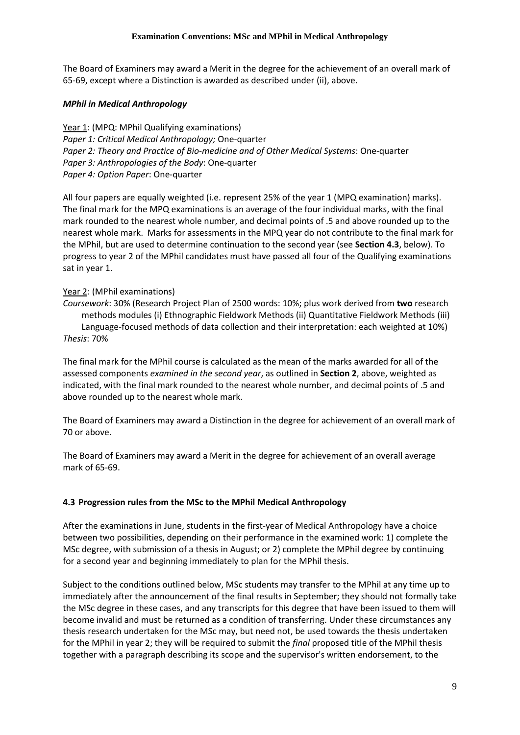The Board of Examiners may award a Merit in the degree for the achievement of an overall mark of 65-69, except where a Distinction is awarded as described under (ii), above.

### *MPhil in Medical Anthropology*

<u>Year 1</u>: (MPQ: MPhil Qualifying examinations)
*Paper 1: Critical Medical Anthropology;* One-quarter
*Paper 2: Theory and Practice of Bio-medicine and of Other Medical Systems*: One-quarter
*Paper 3: Anthropologies of the Body*: One-quarter
*Paper 4: Option Paper*: One-quarter

All four papers are equally weighted (i.e. represent 25% of the year 1 (MPQ examination) marks). The final mark for the MPQ examinations is an average of the four individual marks, with the final mark rounded to the nearest whole number, and decimal points of .5 and above rounded up to the nearest whole mark. Marks for assessments in the MPQ year do not contribute to the final mark for the MPhil, but are used to determine continuation to the second year (see **Section 4.3**, below). To progress to year 2 of the MPhil candidates must have passed all four of the Qualifying examinations sat in year 1.

<u>Year 2</u>: (MPhil examinations)
*Coursework*: 30% (Research Project Plan of 2500 words: 10%; plus work derived from **two** research methods modules (i) Ethnographic Fieldwork Methods (ii) Quantitative Fieldwork Methods (iii) Language-focused methods of data collection and their interpretation: each weighted at 10%)
*Thesis*: 70%

The final mark for the MPhil course is calculated as the mean of the marks awarded for all of the assessed components *examined in the second year*, as outlined in **Section 2**, above, weighted as indicated, with the final mark rounded to the nearest whole number, and decimal points of .5 and above rounded up to the nearest whole mark.

The Board of Examiners may award a Distinction in the degree for achievement of an overall mark of 70 or above.

The Board of Examiners may award a Merit in the degree for achievement of an overall average mark of 65-69.

### 4.3 Progression rules from the MSc to the MPhil Medical Anthropology

After the examinations in June, students in the first-year of Medical Anthropology have a choice between two possibilities, depending on their performance in the examined work: 1) complete the MSc degree, with submission of a thesis in August; or 2) complete the MPhil degree by continuing for a second year and beginning immediately to plan for the MPhil thesis.

Subject to the conditions outlined below, MSc students may transfer to the MPhil at any time up to immediately after the announcement of the final results in September; they should not formally take the MSc degree in these cases, and any transcripts for this degree that have been issued to them will become invalid and must be returned as a condition of transferring. Under these circumstances any thesis research undertaken for the MSc may, but need not, be used towards the thesis undertaken for the MPhil in year 2; they will be required to submit the *final* proposed title of the MPhil thesis together with a paragraph describing its scope and the supervisor's written endorsement, to the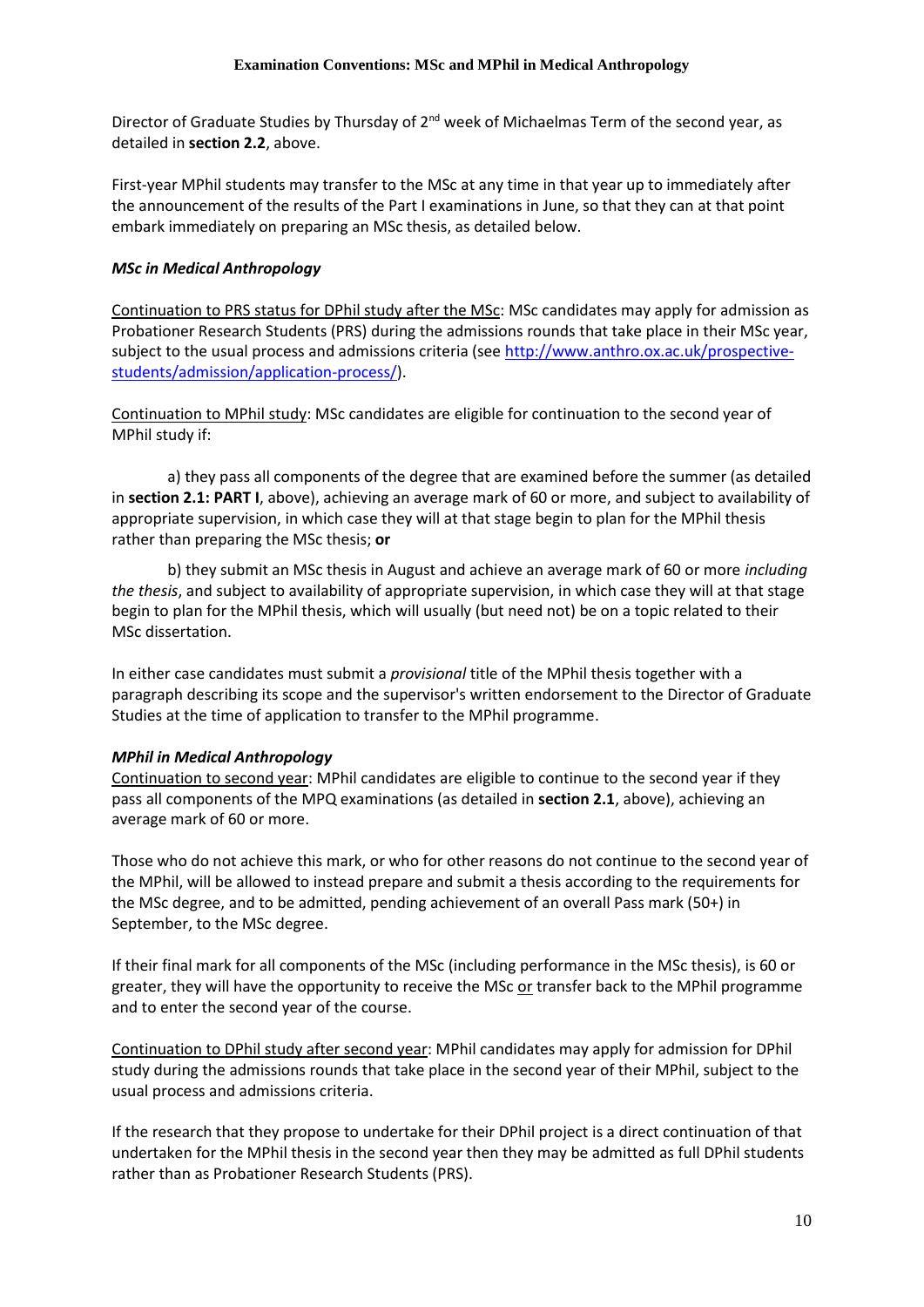Director of Graduate Studies by Thursday of 2nd week of Michaelmas Term of the second year, as detailed in **section 2.2**, above.

First-year MPhil students may transfer to the MSc at any time in that year up to immediately after the announcement of the results of the Part I examinations in June, so that they can at that point embark immediately on preparing an MSc thesis, as detailed below.

***MSc in Medical Anthropology***

Continuation to PRS status for DPhil study after the MSc: MSc candidates may apply for admission as Probationer Research Students (PRS) during the admissions rounds that take place in their MSc year, subject to the usual process and admissions criteria (see [http://www.anthro.ox.ac.uk/prospective-students/admission/application-process/](http://www.anthro.ox.ac.uk/prospective-students/admission/application-process/)).

Continuation to MPhil study: MSc candidates are eligible for continuation to the second year of MPhil study if:

a) they pass all components of the degree that are examined before the summer (as detailed in **section 2.1: PART I**, above), achieving an average mark of 60 or more, and subject to availability of appropriate supervision, in which case they will at that stage begin to plan for the MPhil thesis rather than preparing the MSc thesis; **or**

b) they submit an MSc thesis in August and achieve an average mark of 60 or more *including the thesis*, and subject to availability of appropriate supervision, in which case they will at that stage begin to plan for the MPhil thesis, which will usually (but need not) be on a topic related to their MSc dissertation.

In either case candidates must submit a *provisional* title of the MPhil thesis together with a paragraph describing its scope and the supervisor's written endorsement to the Director of Graduate Studies at the time of application to transfer to the MPhil programme.

***MPhil in Medical Anthropology***

Continuation to second year: MPhil candidates are eligible to continue to the second year if they pass all components of the MPQ examinations (as detailed in **section 2.1**, above), achieving an average mark of 60 or more.

Those who do not achieve this mark, or who for other reasons do not continue to the second year of the MPhil, will be allowed to instead prepare and submit a thesis according to the requirements for the MSc degree, and to be admitted, pending achievement of an overall Pass mark (50+) in September, to the MSc degree.

If their final mark for all components of the MSc (including performance in the MSc thesis), is 60 or greater, they will have the opportunity to receive the MSc or transfer back to the MPhil programme and to enter the second year of the course.

Continuation to DPhil study after second year: MPhil candidates may apply for admission for DPhil study during the admissions rounds that take place in the second year of their MPhil, subject to the usual process and admissions criteria.

If the research that they propose to undertake for their DPhil project is a direct continuation of that undertaken for the MPhil thesis in the second year then they may be admitted as full DPhil students rather than as Probationer Research Students (PRS).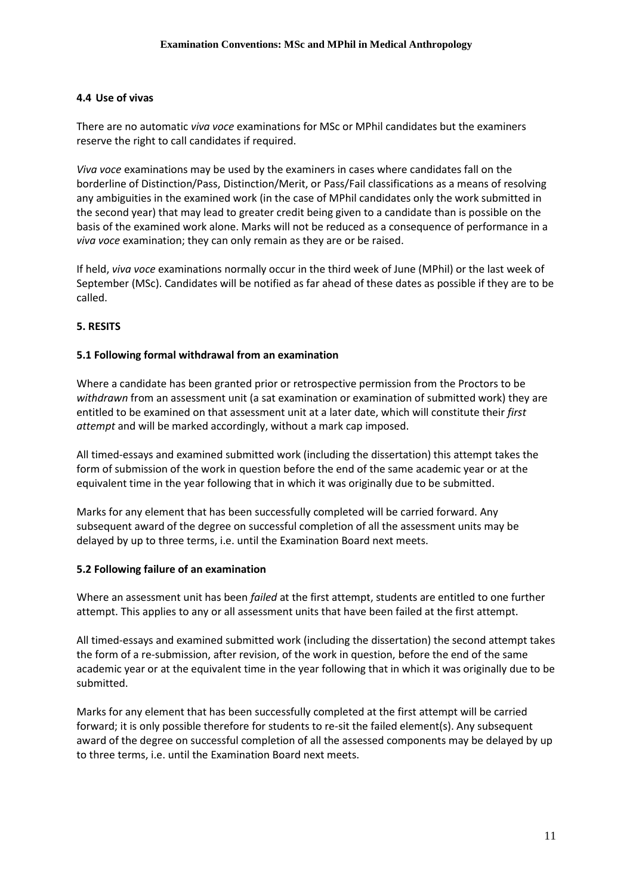### 4.4 Use of vivas

There are no automatic *viva voce* examinations for MSc or MPhil candidates but the examiners reserve the right to call candidates if required.

*Viva voce* examinations may be used by the examiners in cases where candidates fall on the borderline of Distinction/Pass, Distinction/Merit, or Pass/Fail classifications as a means of resolving any ambiguities in the examined work (in the case of MPhil candidates only the work submitted in the second year) that may lead to greater credit being given to a candidate than is possible on the basis of the examined work alone. Marks will not be reduced as a consequence of performance in a *viva voce* examination; they can only remain as they are or be raised.

If held, *viva voce* examinations normally occur in the third week of June (MPhil) or the last week of September (MSc). Candidates will be notified as far ahead of these dates as possible if they are to be called.

## 5. RESITS

### 5.1 Following formal withdrawal from an examination

Where a candidate has been granted prior or retrospective permission from the Proctors to be *withdrawn* from an assessment unit (a sat examination or examination of submitted work) they are entitled to be examined on that assessment unit at a later date, which will constitute their *first attempt* and will be marked accordingly, without a mark cap imposed.

All timed-essays and examined submitted work (including the dissertation) this attempt takes the form of submission of the work in question before the end of the same academic year or at the equivalent time in the year following that in which it was originally due to be submitted.

Marks for any element that has been successfully completed will be carried forward. Any subsequent award of the degree on successful completion of all the assessment units may be delayed by up to three terms, i.e. until the Examination Board next meets.

### 5.2 Following failure of an examination

Where an assessment unit has been *failed* at the first attempt, students are entitled to one further attempt. This applies to any or all assessment units that have been failed at the first attempt.

All timed-essays and examined submitted work (including the dissertation) the second attempt takes the form of a re-submission, after revision, of the work in question, before the end of the same academic year or at the equivalent time in the year following that in which it was originally due to be submitted.

Marks for any element that has been successfully completed at the first attempt will be carried forward; it is only possible therefore for students to re-sit the failed element(s). Any subsequent award of the degree on successful completion of all the assessed components may be delayed by up to three terms, i.e. until the Examination Board next meets.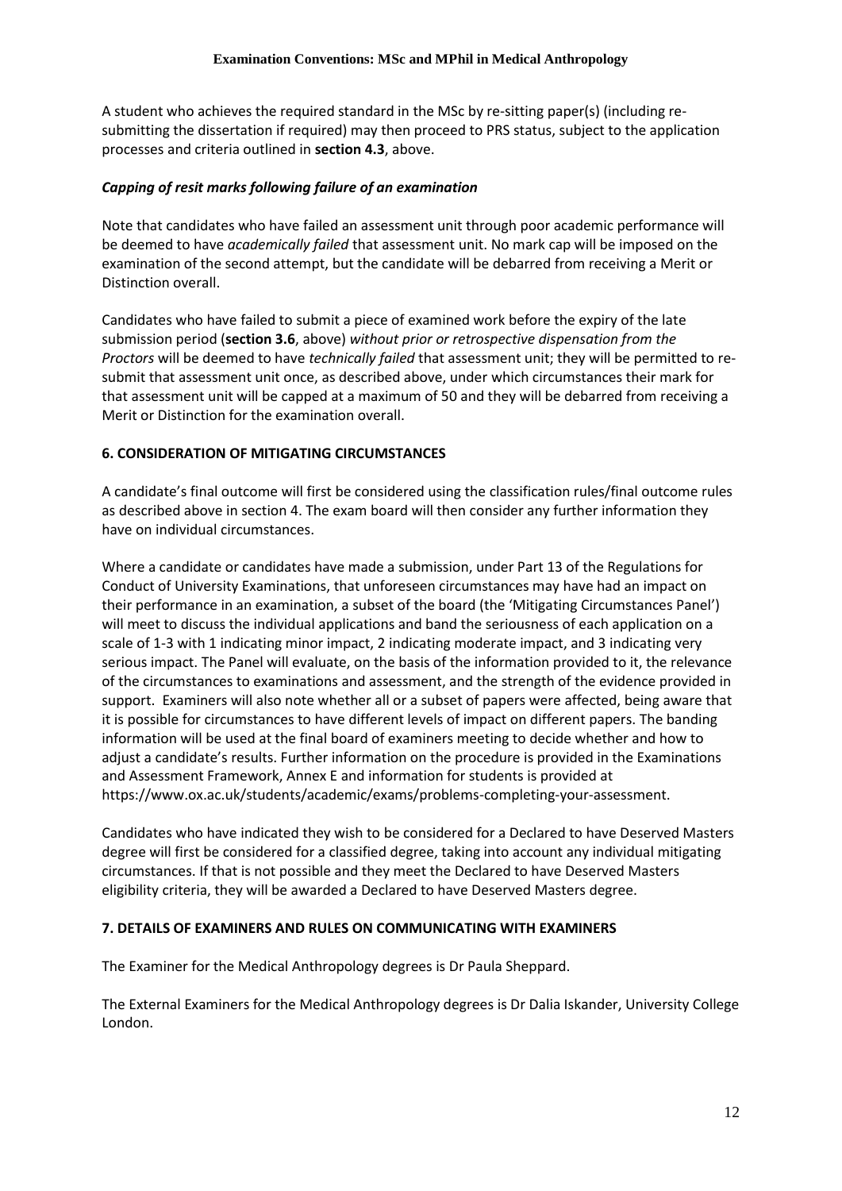A student who achieves the required standard in the MSc by re-sitting paper(s) (including re-submitting the dissertation if required) may then proceed to PRS status, subject to the application processes and criteria outlined in **section 4.3**, above.

### *Capping of resit marks following failure of an examination*

Note that candidates who have failed an assessment unit through poor academic performance will be deemed to have *academically failed* that assessment unit. No mark cap will be imposed on the examination of the second attempt, but the candidate will be debarred from receiving a Merit or Distinction overall.

Candidates who have failed to submit a piece of examined work before the expiry of the late submission period (**section 3.6**, above) *without prior or retrospective dispensation from the Proctors* will be deemed to have *technically failed* that assessment unit; they will be permitted to re-submit that assessment unit once, as described above, under which circumstances their mark for that assessment unit will be capped at a maximum of 50 and they will be debarred from receiving a Merit or Distinction for the examination overall.

## 6. CONSIDERATION OF MITIGATING CIRCUMSTANCES

A candidate's final outcome will first be considered using the classification rules/final outcome rules as described above in section 4. The exam board will then consider any further information they have on individual circumstances.

Where a candidate or candidates have made a submission, under Part 13 of the Regulations for Conduct of University Examinations, that unforeseen circumstances may have had an impact on their performance in an examination, a subset of the board (the 'Mitigating Circumstances Panel') will meet to discuss the individual applications and band the seriousness of each application on a scale of 1-3 with 1 indicating minor impact, 2 indicating moderate impact, and 3 indicating very serious impact. The Panel will evaluate, on the basis of the information provided to it, the relevance of the circumstances to examinations and assessment, and the strength of the evidence provided in support. Examiners will also note whether all or a subset of papers were affected, being aware that it is possible for circumstances to have different levels of impact on different papers. The banding information will be used at the final board of examiners meeting to decide whether and how to adjust a candidate's results. Further information on the procedure is provided in the Examinations and Assessment Framework, Annex E and information for students is provided at https://www.ox.ac.uk/students/academic/exams/problems-completing-your-assessment.

Candidates who have indicated they wish to be considered for a Declared to have Deserved Masters degree will first be considered for a classified degree, taking into account any individual mitigating circumstances. If that is not possible and they meet the Declared to have Deserved Masters eligibility criteria, they will be awarded a Declared to have Deserved Masters degree.

## 7. DETAILS OF EXAMINERS AND RULES ON COMMUNICATING WITH EXAMINERS

The Examiner for the Medical Anthropology degrees is Dr Paula Sheppard.

The External Examiners for the Medical Anthropology degrees is Dr Dalia Iskander, University College London.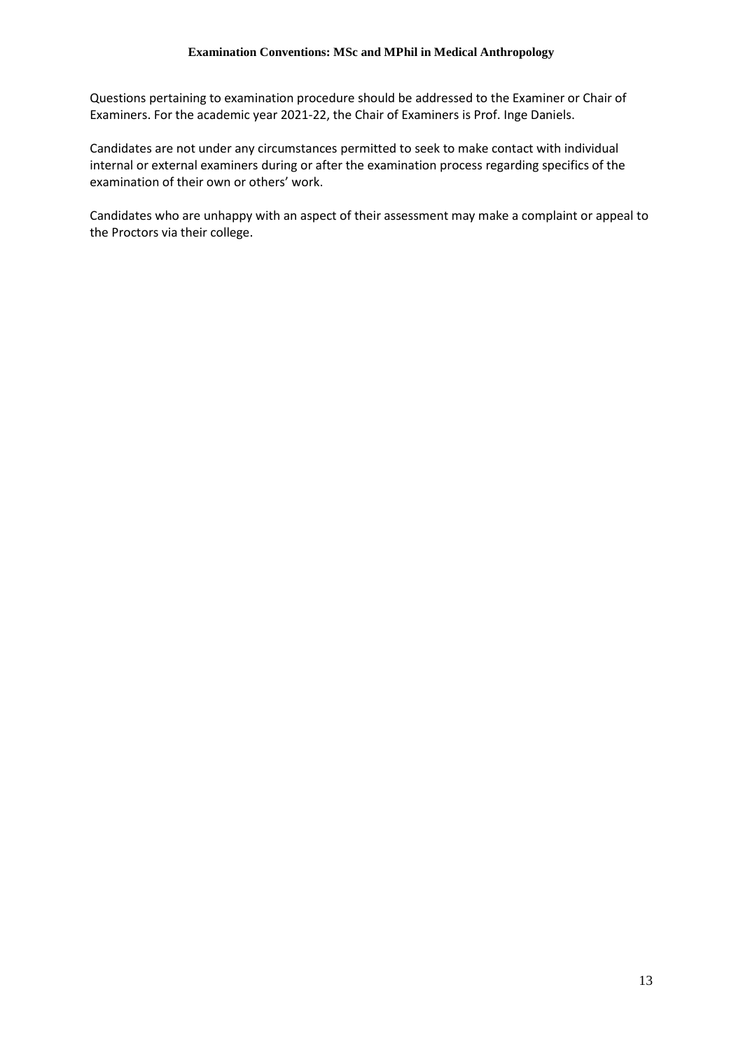Questions pertaining to examination procedure should be addressed to the Examiner or Chair of Examiners. For the academic year 2021-22, the Chair of Examiners is Prof. Inge Daniels.

Candidates are not under any circumstances permitted to seek to make contact with individual internal or external examiners during or after the examination process regarding specifics of the examination of their own or others' work.

Candidates who are unhappy with an aspect of their assessment may make a complaint or appeal to the Proctors via their college.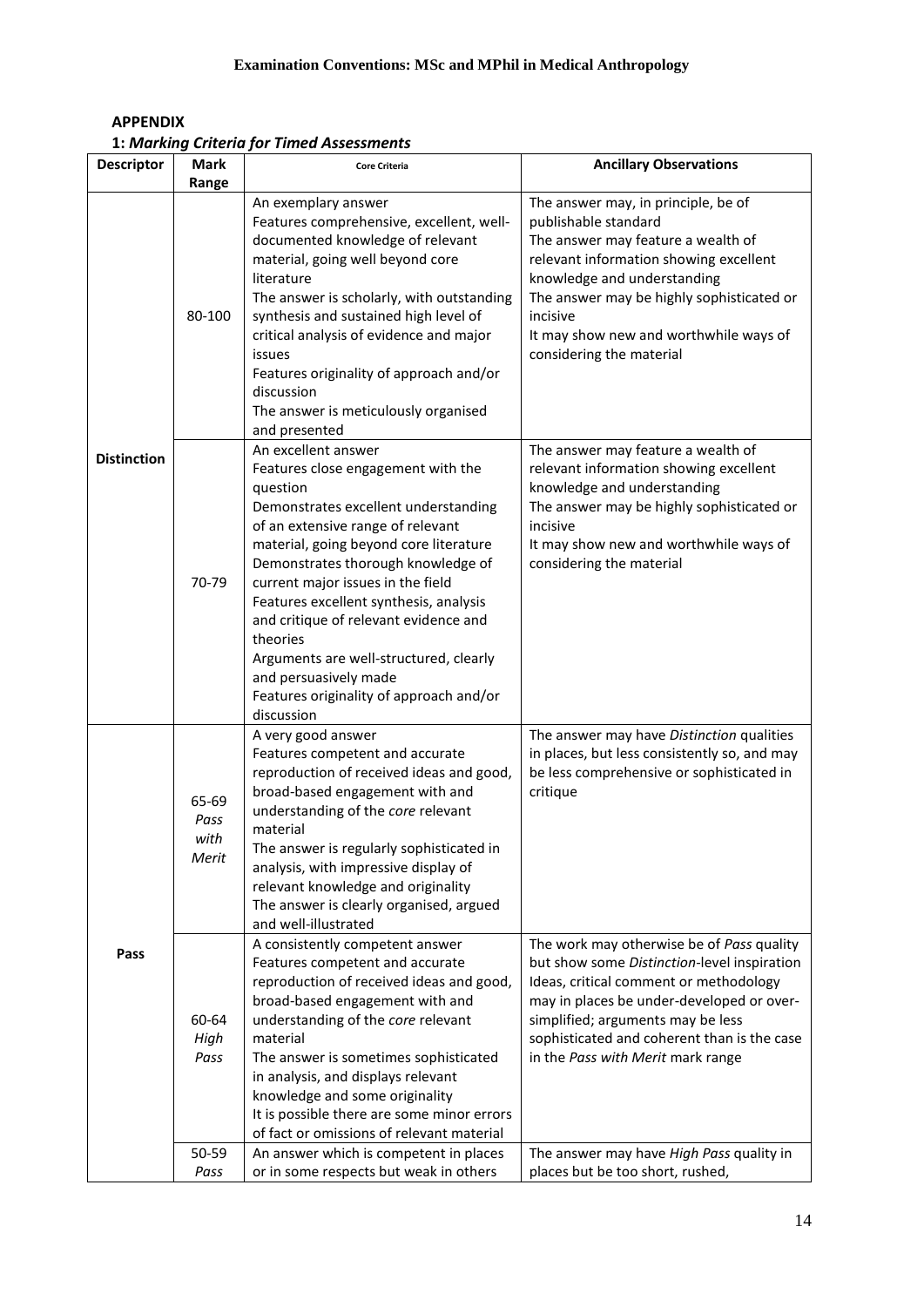**APPENDIX**

**1: *Marking Criteria for Timed Assessments***

| Descriptor | Mark Range | Core Criteria | Ancillary Observations |
|---|---|---|---|
| **Distinction** | 80-100 | An exemplary answer<br>Features comprehensive, excellent, well-documented knowledge of relevant material, going well beyond core literature<br>The answer is scholarly, with outstanding synthesis and sustained high level of critical analysis of evidence and major issues<br>Features originality of approach and/or discussion<br>The answer is meticulously organised and presented | The answer may, in principle, be of publishable standard<br>The answer may feature a wealth of relevant information showing excellent knowledge and understanding<br>The answer may be highly sophisticated or incisive<br>It may show new and worthwhile ways of considering the material |
| | 70-79 | An excellent answer<br>Features close engagement with the question<br>Demonstrates excellent understanding of an extensive range of relevant material, going beyond core literature<br>Demonstrates thorough knowledge of current major issues in the field<br>Features excellent synthesis, analysis and critique of relevant evidence and theories<br>Arguments are well-structured, clearly and persuasively made<br>Features originality of approach and/or discussion | The answer may feature a wealth of relevant information showing excellent knowledge and understanding<br>The answer may be highly sophisticated or incisive<br>It may show new and worthwhile ways of considering the material |
| **Pass** | 65-69 *Pass with Merit* | A very good answer<br>Features competent and accurate reproduction of received ideas and good, broad-based engagement with and understanding of the *core* relevant material<br>The answer is regularly sophisticated in analysis, with impressive display of relevant knowledge and originality<br>The answer is clearly organised, argued and well-illustrated | The answer may have *Distinction* qualities in places, but less consistently so, and may be less comprehensive or sophisticated in critique |
| | 60-64 *High Pass* | A consistently competent answer<br>Features competent and accurate reproduction of received ideas and good, broad-based engagement with and understanding of the *core* relevant material<br>The answer is sometimes sophisticated in analysis, and displays relevant knowledge and some originality<br>It is possible there are some minor errors of fact or omissions of relevant material | The work may otherwise be of *Pass* quality but show some *Distinction*-level inspiration<br>Ideas, critical comment or methodology may in places be under-developed or over-simplified; arguments may be less sophisticated and coherent than is the case in the *Pass with Merit* mark range |
| | 50-59 *Pass* | An answer which is competent in places or in some respects but weak in others | The answer may have *High Pass* quality in places but be too short, rushed, |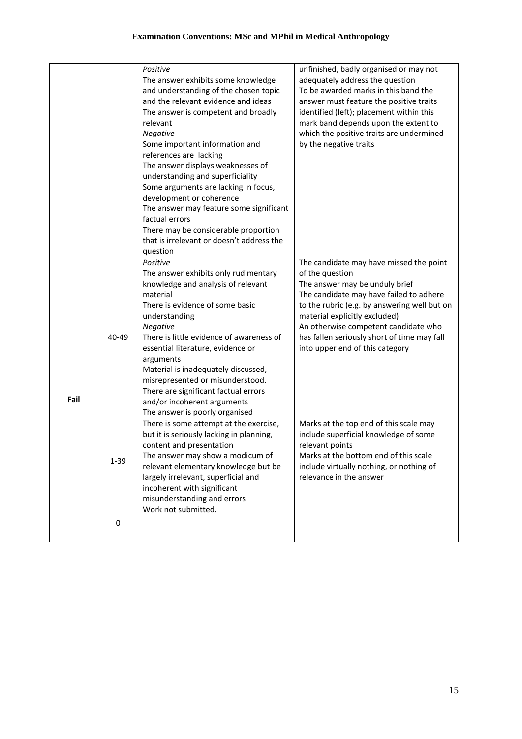| | | | |
|---|---|---|---|
| | | *Positive*<br>The answer exhibits some knowledge and understanding of the chosen topic and the relevant evidence and ideas<br>The answer is competent and broadly relevant<br>*Negative*<br>Some important information and references are lacking<br>The answer displays weaknesses of understanding and superficiality<br>Some arguments are lacking in focus, development or coherence<br>The answer may feature some significant factual errors<br>There may be considerable proportion that is irrelevant or doesn't address the question | unfinished, badly organised or may not adequately address the question<br>To be awarded marks in this band the answer must feature the positive traits identified (left); placement within this mark band depends upon the extent to which the positive traits are undermined by the negative traits |
| **Fail** | 40-49 | *Positive*<br>The answer exhibits only rudimentary knowledge and analysis of relevant material<br>There is evidence of some basic understanding<br>*Negative*<br>There is little evidence of awareness of essential literature, evidence or arguments<br>Material is inadequately discussed, misrepresented or misunderstood.<br>There are significant factual errors and/or incoherent arguments<br>The answer is poorly organised | The candidate may have missed the point of the question<br>The answer may be unduly brief<br>The candidate may have failed to adhere to the rubric (e.g. by answering well but on material explicitly excluded)<br>An otherwise competent candidate who has fallen seriously short of time may fall into upper end of this category |
| | 1-39 | There is some attempt at the exercise, but it is seriously lacking in planning, content and presentation<br>The answer may show a modicum of relevant elementary knowledge but be largely irrelevant, superficial and incoherent with significant misunderstanding and errors | Marks at the top end of this scale may include superficial knowledge of some relevant points<br>Marks at the bottom end of this scale include virtually nothing, or nothing of relevance in the answer |
| | 0 | Work not submitted. | |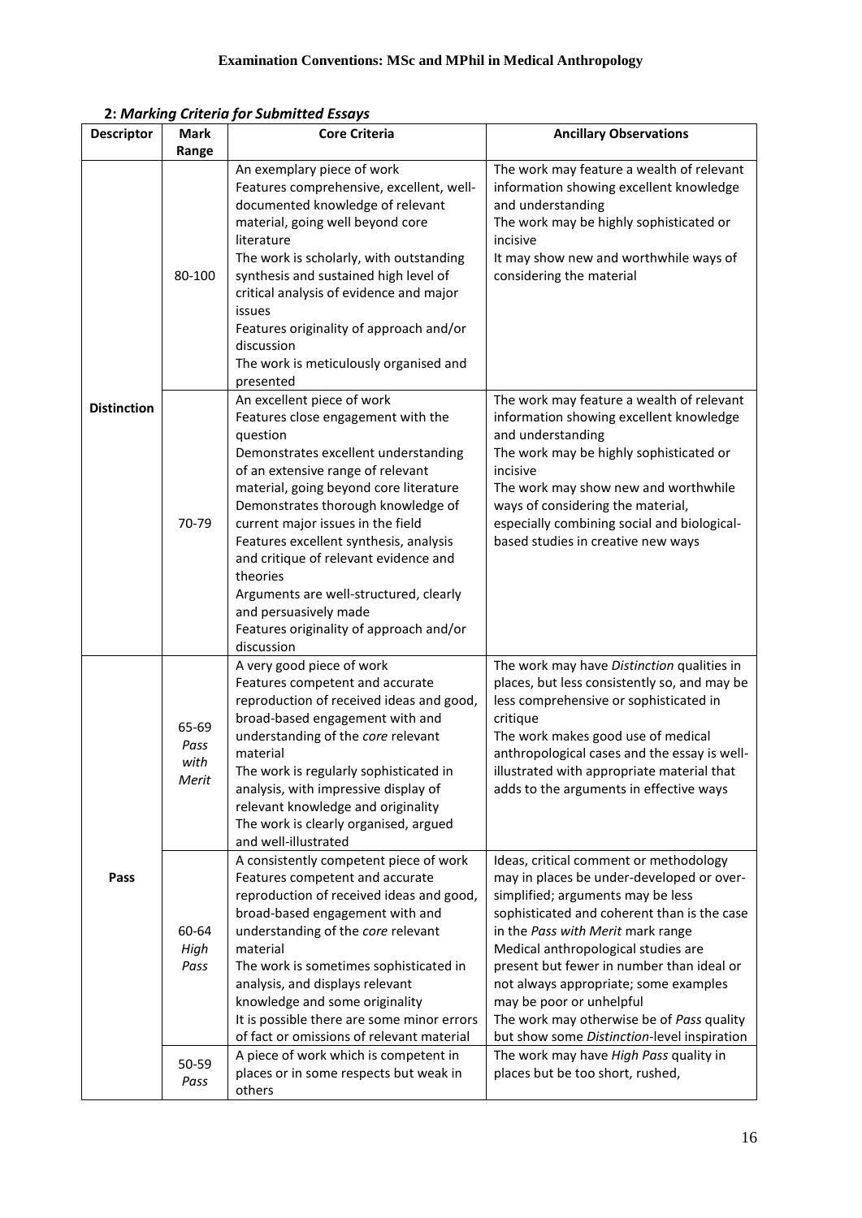**2: *Marking Criteria for Submitted Essays***

| Descriptor | Mark Range | Core Criteria | Ancillary Observations |
|---|---|---|---|
| Distinction | 80-100 | An exemplary piece of work<br>Features comprehensive, excellent, well-documented knowledge of relevant material, going well beyond core literature<br>The work is scholarly, with outstanding synthesis and sustained high level of critical analysis of evidence and major issues<br>Features originality of approach and/or discussion<br>The work is meticulously organised and presented | The work may feature a wealth of relevant information showing excellent knowledge and understanding<br>The work may be highly sophisticated or incisive<br>It may show new and worthwhile ways of considering the material |
| | 70-79 | An excellent piece of work<br>Features close engagement with the question<br>Demonstrates excellent understanding of an extensive range of relevant material, going beyond core literature<br>Demonstrates thorough knowledge of current major issues in the field<br>Features excellent synthesis, analysis and critique of relevant evidence and theories<br>Arguments are well-structured, clearly and persuasively made<br>Features originality of approach and/or discussion | The work may feature a wealth of relevant information showing excellent knowledge and understanding<br>The work may be highly sophisticated or incisive<br>The work may show new and worthwhile ways of considering the material, especially combining social and biological-based studies in creative new ways |
| Pass | 65-69 *Pass with Merit* | A very good piece of work<br>Features competent and accurate reproduction of received ideas and good, broad-based engagement with and understanding of the *core* relevant material<br>The work is regularly sophisticated in analysis, with impressive display of relevant knowledge and originality<br>The work is clearly organised, argued and well-illustrated | The work may have *Distinction* qualities in places, but less consistently so, and may be less comprehensive or sophisticated in critique<br>The work makes good use of medical anthropological cases and the essay is well-illustrated with appropriate material that adds to the arguments in effective ways |
| | 60-64 *High Pass* | A consistently competent piece of work<br>Features competent and accurate reproduction of received ideas and good, broad-based engagement with and understanding of the *core* relevant material<br>The work is sometimes sophisticated in analysis, and displays relevant knowledge and some originality<br>It is possible there are some minor errors of fact or omissions of relevant material | Ideas, critical comment or methodology may in places be under-developed or over-simplified; arguments may be less sophisticated and coherent than is the case in the *Pass with Merit* mark range<br>Medical anthropological studies are present but fewer in number than ideal or not always appropriate; some examples may be poor or unhelpful<br>The work may otherwise be of *Pass* quality but show some *Distinction*-level inspiration |
| | 50-59 *Pass* | A piece of work which is competent in places or in some respects but weak in others | The work may have *High Pass* quality in places but be too short, rushed, |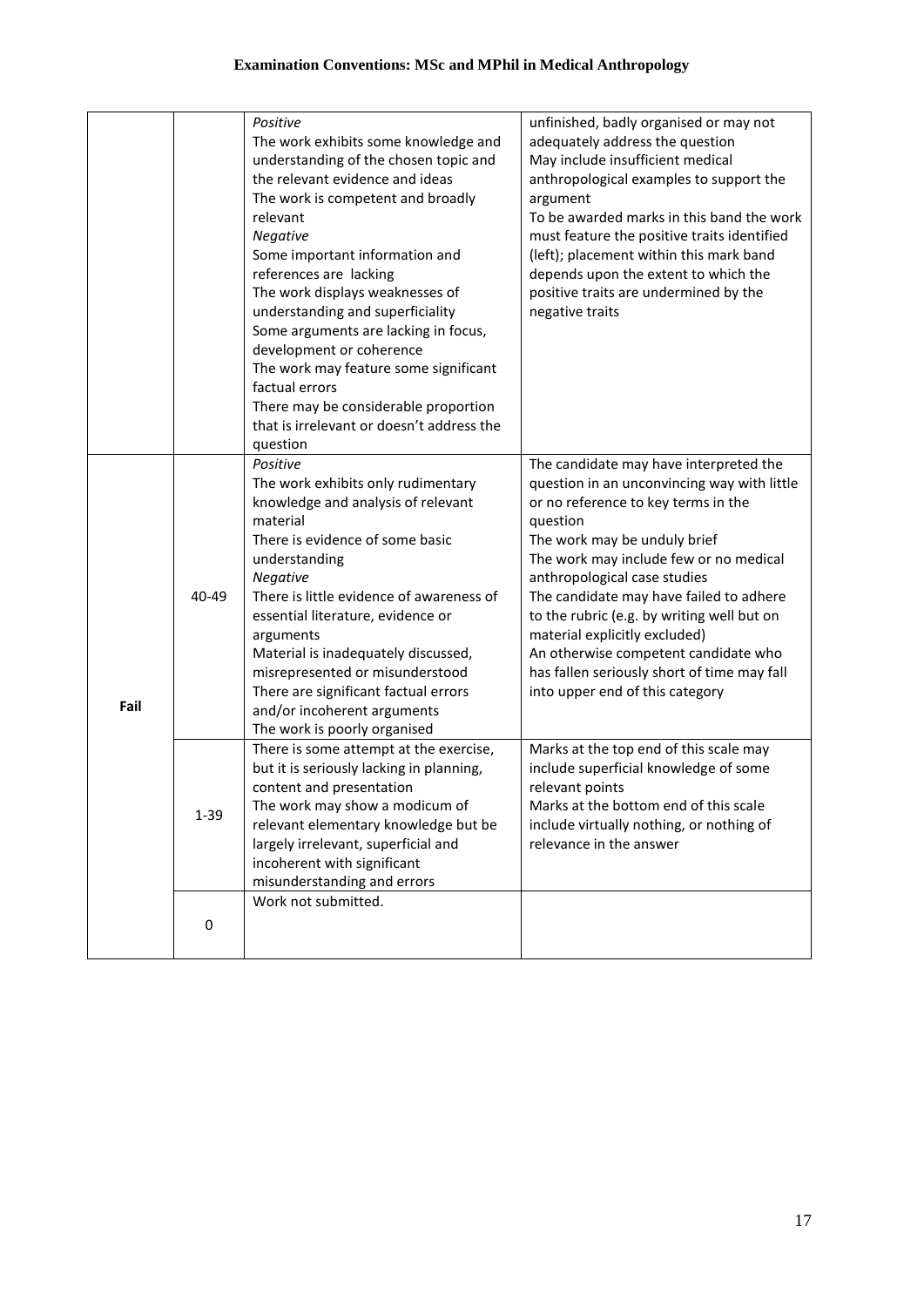| | | | |
|---|---|---|---|
| | | *Positive*<br>The work exhibits some knowledge and understanding of the chosen topic and the relevant evidence and ideas<br>The work is competent and broadly relevant<br>*Negative*<br>Some important information and references are lacking<br>The work displays weaknesses of understanding and superficiality<br>Some arguments are lacking in focus, development or coherence<br>The work may feature some significant factual errors<br>There may be considerable proportion that is irrelevant or doesn't address the question | unfinished, badly organised or may not adequately address the question<br>May include insufficient medical anthropological examples to support the argument<br>To be awarded marks in this band the work must feature the positive traits identified (left); placement within this mark band depends upon the extent to which the positive traits are undermined by the negative traits |
| **Fail** | 40-49 | *Positive*<br>The work exhibits only rudimentary knowledge and analysis of relevant material<br>There is evidence of some basic understanding<br>*Negative*<br>There is little evidence of awareness of essential literature, evidence or arguments<br>Material is inadequately discussed, misrepresented or misunderstood<br>There are significant factual errors and/or incoherent arguments<br>The work is poorly organised | The candidate may have interpreted the question in an unconvincing way with little or no reference to key terms in the question<br>The work may be unduly brief<br>The work may include few or no medical anthropological case studies<br>The candidate may have failed to adhere to the rubric (e.g. by writing well but on material explicitly excluded)<br>An otherwise competent candidate who has fallen seriously short of time may fall into upper end of this category |
| | 1-39 | There is some attempt at the exercise, but it is seriously lacking in planning, content and presentation<br>The work may show a modicum of relevant elementary knowledge but be largely irrelevant, superficial and incoherent with significant misunderstanding and errors | Marks at the top end of this scale may include superficial knowledge of some relevant points<br>Marks at the bottom end of this scale include virtually nothing, or nothing of relevance in the answer |
| | 0 | Work not submitted. | |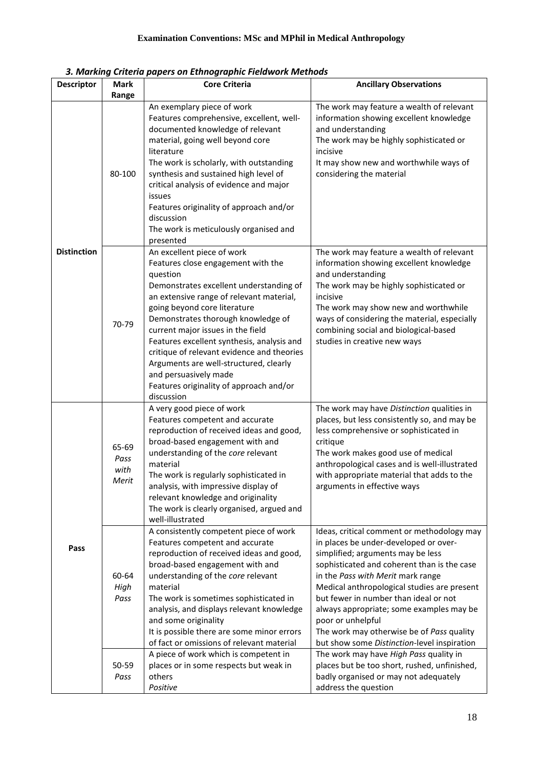### 3. Marking Criteria papers on Ethnographic Fieldwork Methods

| Descriptor | Mark Range | Core Criteria | Ancillary Observations |
|---|---|---|---|
| Distinction | 80-100 | An exemplary piece of work<br>Features comprehensive, excellent, well-documented knowledge of relevant material, going well beyond core literature<br>The work is scholarly, with outstanding synthesis and sustained high level of critical analysis of evidence and major issues<br>Features originality of approach and/or discussion<br>The work is meticulously organised and presented | The work may feature a wealth of relevant information showing excellent knowledge and understanding<br>The work may be highly sophisticated or incisive<br>It may show new and worthwhile ways of considering the material |
| | 70-79 | An excellent piece of work<br>Features close engagement with the question<br>Demonstrates excellent understanding of an extensive range of relevant material, going beyond core literature<br>Demonstrates thorough knowledge of current major issues in the field<br>Features excellent synthesis, analysis and critique of relevant evidence and theories<br>Arguments are well-structured, clearly and persuasively made<br>Features originality of approach and/or discussion | The work may feature a wealth of relevant information showing excellent knowledge and understanding<br>The work may be highly sophisticated or incisive<br>The work may show new and worthwhile ways of considering the material, especially combining social and biological-based studies in creative new ways |
| Pass | 65-69 *Pass with Merit* | A very good piece of work<br>Features competent and accurate reproduction of received ideas and good, broad-based engagement with and understanding of the *core* relevant material<br>The work is regularly sophisticated in analysis, with impressive display of relevant knowledge and originality<br>The work is clearly organised, argued and well-illustrated | The work may have *Distinction* qualities in places, but less consistently so, and may be less comprehensive or sophisticated in critique<br>The work makes good use of medical anthropological cases and is well-illustrated with appropriate material that adds to the arguments in effective ways |
| | 60-64 *High Pass* | A consistently competent piece of work<br>Features competent and accurate reproduction of received ideas and good, broad-based engagement with and understanding of the *core* relevant material<br>The work is sometimes sophisticated in analysis, and displays relevant knowledge and some originality<br>It is possible there are some minor errors of fact or omissions of relevant material | Ideas, critical comment or methodology may in places be under-developed or over-simplified; arguments may be less sophisticated and coherent than is the case in the *Pass with Merit* mark range<br>Medical anthropological studies are present but fewer in number than ideal or not always appropriate; some examples may be poor or unhelpful<br>The work may otherwise be of *Pass* quality but show some *Distinction*-level inspiration |
| | 50-59 *Pass* | A piece of work which is competent in places or in some respects but weak in others<br>*Positive* | The work may have *High Pass* quality in places but be too short, rushed, unfinished, badly organised or may not adequately address the question |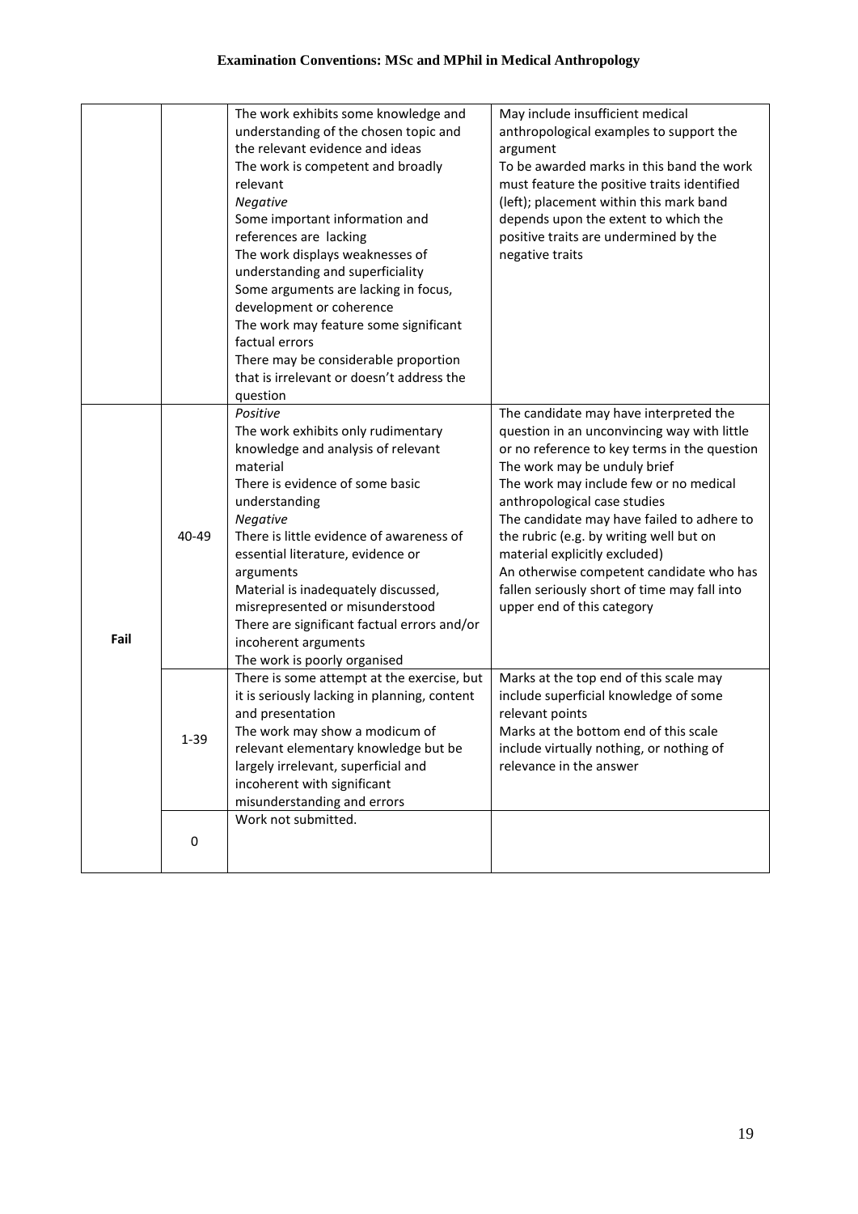| | | | |
|---|---|---|---|
| | | The work exhibits some knowledge and understanding of the chosen topic and the relevant evidence and ideas<br>The work is competent and broadly relevant<br>*Negative*<br>Some important information and references are lacking<br>The work displays weaknesses of understanding and superficiality<br>Some arguments are lacking in focus, development or coherence<br>The work may feature some significant factual errors<br>There may be considerable proportion that is irrelevant or doesn't address the question | May include insufficient medical anthropological examples to support the argument<br>To be awarded marks in this band the work must feature the positive traits identified (left); placement within this mark band depends upon the extent to which the positive traits are undermined by the negative traits |
| **Fail** | 40-49 | *Positive*<br>The work exhibits only rudimentary knowledge and analysis of relevant material<br>There is evidence of some basic understanding<br>*Negative*<br>There is little evidence of awareness of essential literature, evidence or arguments<br>Material is inadequately discussed, misrepresented or misunderstood<br>There are significant factual errors and/or incoherent arguments<br>The work is poorly organised | The candidate may have interpreted the question in an unconvincing way with little or no reference to key terms in the question<br>The work may be unduly brief<br>The work may include few or no medical anthropological case studies<br>The candidate may have failed to adhere to the rubric (e.g. by writing well but on material explicitly excluded)<br>An otherwise competent candidate who has fallen seriously short of time may fall into upper end of this category |
| | 1-39 | There is some attempt at the exercise, but it is seriously lacking in planning, content and presentation<br>The work may show a modicum of relevant elementary knowledge but be largely irrelevant, superficial and incoherent with significant misunderstanding and errors | Marks at the top end of this scale may include superficial knowledge of some relevant points<br>Marks at the bottom end of this scale include virtually nothing, or nothing of relevance in the answer |
| | 0 | Work not submitted. | |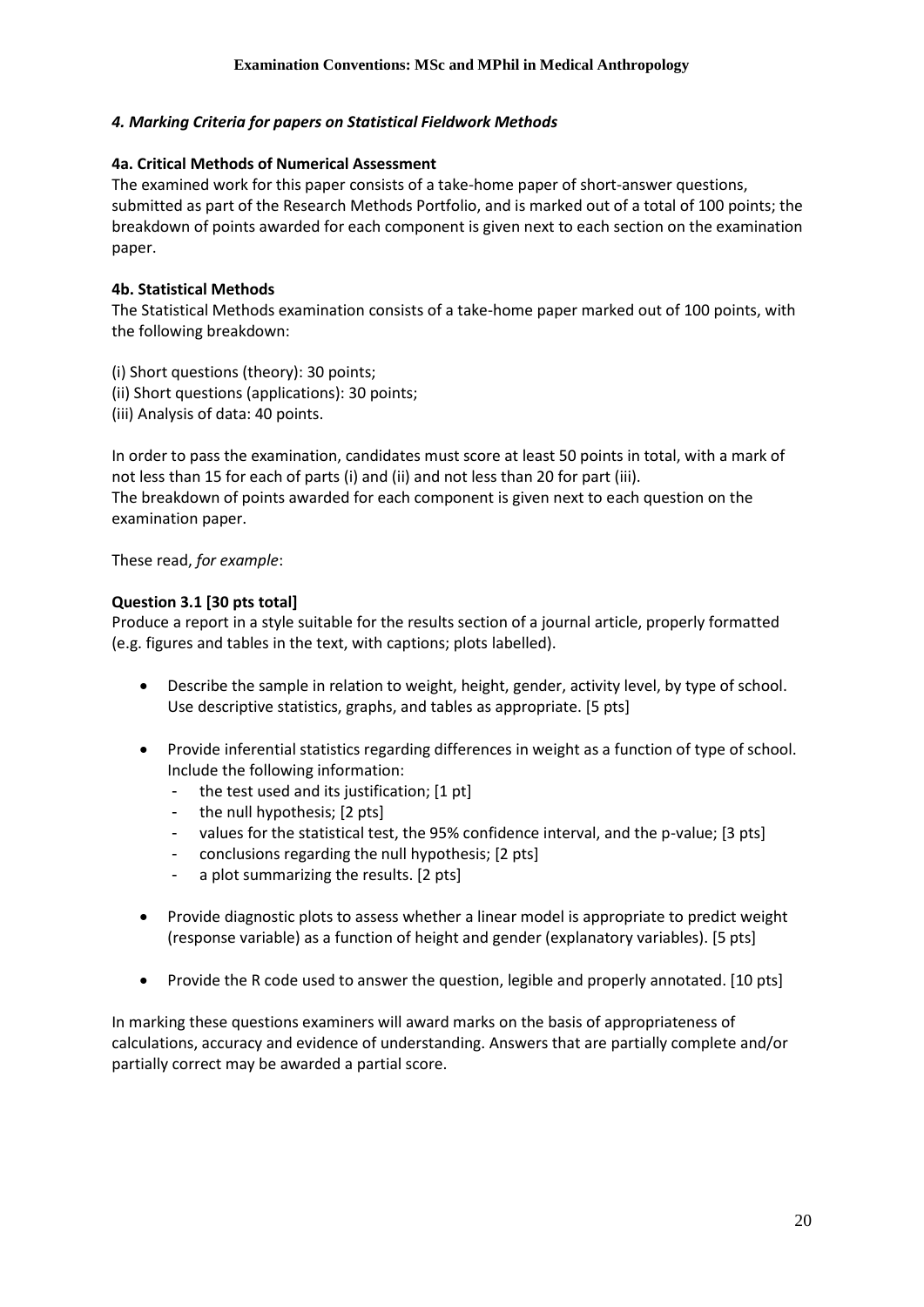### *4. Marking Criteria for papers on Statistical Fieldwork Methods*

**4a. Critical Methods of Numerical Assessment**

The examined work for this paper consists of a take-home paper of short-answer questions, submitted as part of the Research Methods Portfolio, and is marked out of a total of 100 points; the breakdown of points awarded for each component is given next to each section on the examination paper.

**4b. Statistical Methods**

The Statistical Methods examination consists of a take-home paper marked out of 100 points, with the following breakdown:

(i) Short questions (theory): 30 points;
(ii) Short questions (applications): 30 points;
(iii) Analysis of data: 40 points.

In order to pass the examination, candidates must score at least 50 points in total, with a mark of not less than 15 for each of parts (i) and (ii) and not less than 20 for part (iii).
The breakdown of points awarded for each component is given next to each question on the examination paper.

These read, *for example*:

**Question 3.1 [30 pts total]**

Produce a report in a style suitable for the results section of a journal article, properly formatted (e.g. figures and tables in the text, with captions; plots labelled).

- Describe the sample in relation to weight, height, gender, activity level, by type of school. Use descriptive statistics, graphs, and tables as appropriate. [5 pts]
- Provide inferential statistics regarding differences in weight as a function of type of school. Include the following information:
  - the test used and its justification; [1 pt]
  - the null hypothesis; [2 pts]
  - values for the statistical test, the 95% confidence interval, and the p-value; [3 pts]
  - conclusions regarding the null hypothesis; [2 pts]
  - a plot summarizing the results. [2 pts]
- Provide diagnostic plots to assess whether a linear model is appropriate to predict weight (response variable) as a function of height and gender (explanatory variables). [5 pts]
- Provide the R code used to answer the question, legible and properly annotated. [10 pts]

In marking these questions examiners will award marks on the basis of appropriateness of calculations, accuracy and evidence of understanding. Answers that are partially complete and/or partially correct may be awarded a partial score.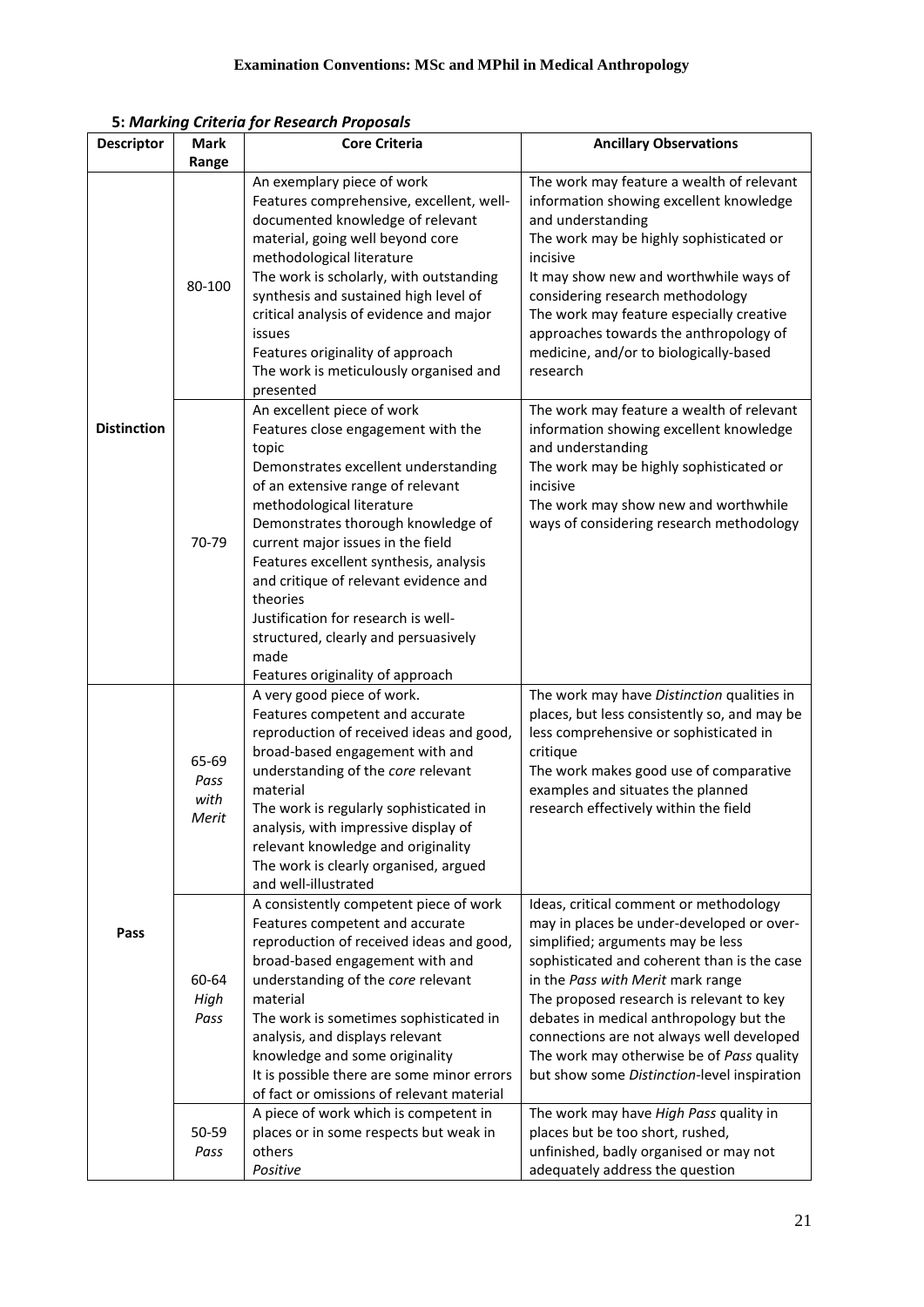**5: *Marking Criteria for Research Proposals***

| Descriptor | Mark Range | Core Criteria | Ancillary Observations |
|---|---|---|---|
| Distinction | 80-100 | An exemplary piece of work<br>Features comprehensive, excellent, well-documented knowledge of relevant material, going well beyond core methodological literature<br>The work is scholarly, with outstanding synthesis and sustained high level of critical analysis of evidence and major issues<br>Features originality of approach<br>The work is meticulously organised and presented | The work may feature a wealth of relevant information showing excellent knowledge and understanding<br>The work may be highly sophisticated or incisive<br>It may show new and worthwhile ways of considering research methodology<br>The work may feature especially creative approaches towards the anthropology of medicine, and/or to biologically-based research |
| | 70-79 | An excellent piece of work<br>Features close engagement with the topic<br>Demonstrates excellent understanding of an extensive range of relevant methodological literature<br>Demonstrates thorough knowledge of current major issues in the field<br>Features excellent synthesis, analysis and critique of relevant evidence and theories<br>Justification for research is well-structured, clearly and persuasively made<br>Features originality of approach | The work may feature a wealth of relevant information showing excellent knowledge and understanding<br>The work may be highly sophisticated or incisive<br>The work may show new and worthwhile ways of considering research methodology |
| Pass | 65-69 *Pass with Merit* | A very good piece of work.<br>Features competent and accurate reproduction of received ideas and good, broad-based engagement with and understanding of the *core* relevant material<br>The work is regularly sophisticated in analysis, with impressive display of relevant knowledge and originality<br>The work is clearly organised, argued and well-illustrated | The work may have *Distinction* qualities in places, but less consistently so, and may be less comprehensive or sophisticated in critique<br>The work makes good use of comparative examples and situates the planned research effectively within the field |
| | 60-64 *High Pass* | A consistently competent piece of work<br>Features competent and accurate reproduction of received ideas and good, broad-based engagement with and understanding of the *core* relevant material<br>The work is sometimes sophisticated in analysis, and displays relevant knowledge and some originality<br>It is possible there are some minor errors of fact or omissions of relevant material | Ideas, critical comment or methodology may in places be under-developed or over-simplified; arguments may be less sophisticated and coherent than is the case in the *Pass with Merit* mark range<br>The proposed research is relevant to key debates in medical anthropology but the connections are not always well developed<br>The work may otherwise be of *Pass* quality but show some *Distinction*-level inspiration |
| | 50-59 *Pass* | A piece of work which is competent in places or in some respects but weak in others<br>*Positive* | The work may have *High Pass* quality in places but be too short, rushed, unfinished, badly organised or may not adequately address the question |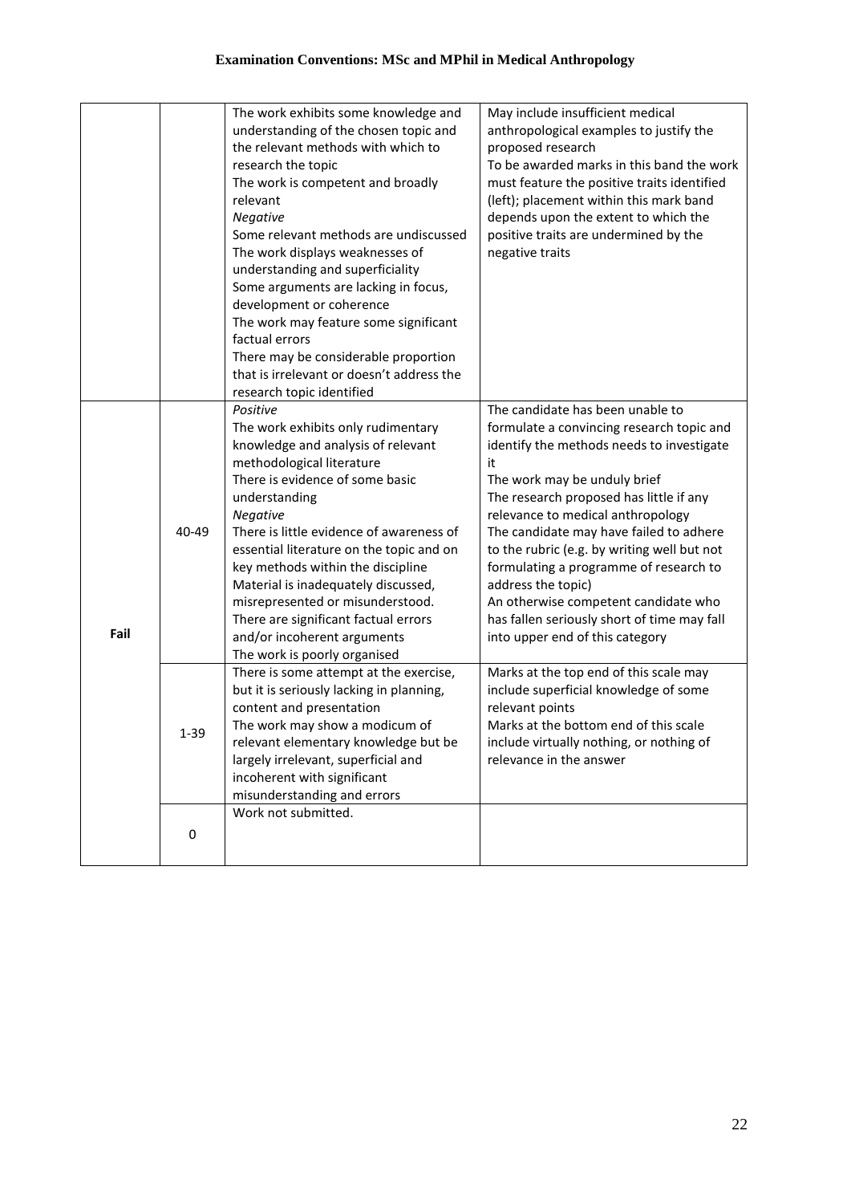| | | | |
|---|---|---|---|
| | | The work exhibits some knowledge and understanding of the chosen topic and the relevant methods with which to research the topic<br>The work is competent and broadly relevant<br>*Negative*<br>Some relevant methods are undiscussed<br>The work displays weaknesses of understanding and superficiality<br>Some arguments are lacking in focus, development or coherence<br>The work may feature some significant factual errors<br>There may be considerable proportion that is irrelevant or doesn't address the research topic identified | May include insufficient medical anthropological examples to justify the proposed research<br>To be awarded marks in this band the work must feature the positive traits identified (left); placement within this mark band depends upon the extent to which the positive traits are undermined by the negative traits |
| Fail | 40-49 | *Positive*<br>The work exhibits only rudimentary knowledge and analysis of relevant methodological literature<br>There is evidence of some basic understanding<br>*Negative*<br>There is little evidence of awareness of essential literature on the topic and on key methods within the discipline<br>Material is inadequately discussed, misrepresented or misunderstood.<br>There are significant factual errors and/or incoherent arguments<br>The work is poorly organised | The candidate has been unable to formulate a convincing research topic and identify the methods needs to investigate it<br>The work may be unduly brief<br>The research proposed has little if any relevance to medical anthropology<br>The candidate may have failed to adhere to the rubric (e.g. by writing well but not formulating a programme of research to address the topic)<br>An otherwise competent candidate who has fallen seriously short of time may fall into upper end of this category |
| | 1-39 | There is some attempt at the exercise, but it is seriously lacking in planning, content and presentation<br>The work may show a modicum of relevant elementary knowledge but be largely irrelevant, superficial and incoherent with significant misunderstanding and errors | Marks at the top end of this scale may include superficial knowledge of some relevant points<br>Marks at the bottom end of this scale include virtually nothing, or nothing of relevance in the answer |
| | 0 | Work not submitted. | |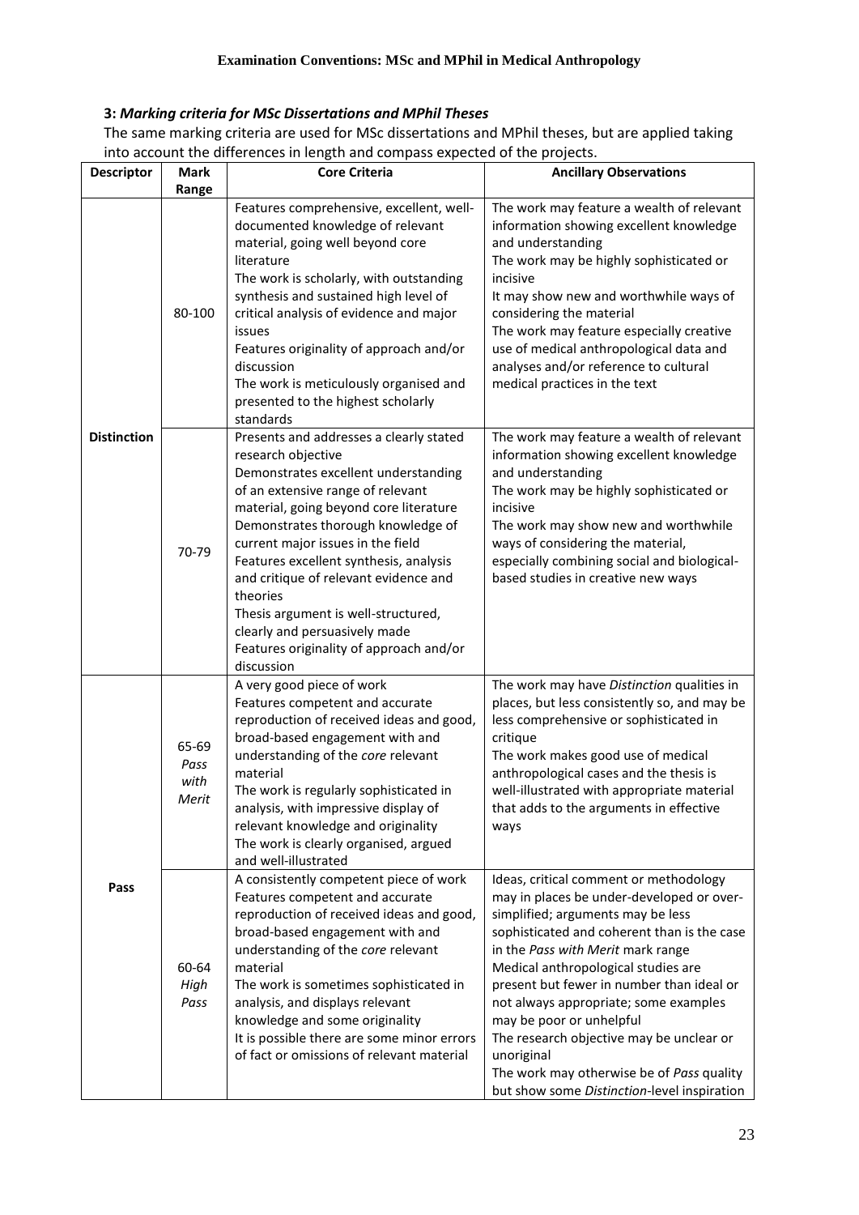### 3: *Marking criteria for MSc Dissertations and MPhil Theses*

The same marking criteria are used for MSc dissertations and MPhil theses, but are applied taking into account the differences in length and compass expected of the projects.

| Descriptor | Mark Range | Core Criteria | Ancillary Observations |
|---|---|---|---|
| **Distinction** | 80-100 | Features comprehensive, excellent, well-documented knowledge of relevant material, going well beyond core literature<br>The work is scholarly, with outstanding synthesis and sustained high level of critical analysis of evidence and major issues<br>Features originality of approach and/or discussion<br>The work is meticulously organised and presented to the highest scholarly standards | The work may feature a wealth of relevant information showing excellent knowledge and understanding<br>The work may be highly sophisticated or incisive<br>It may show new and worthwhile ways of considering the material<br>The work may feature especially creative use of medical anthropological data and analyses and/or reference to cultural medical practices in the text |
| | 70-79 | Presents and addresses a clearly stated research objective<br>Demonstrates excellent understanding of an extensive range of relevant material, going beyond core literature<br>Demonstrates thorough knowledge of current major issues in the field<br>Features excellent synthesis, analysis and critique of relevant evidence and theories<br>Thesis argument is well-structured, clearly and persuasively made<br>Features originality of approach and/or discussion | The work may feature a wealth of relevant information showing excellent knowledge and understanding<br>The work may be highly sophisticated or incisive<br>The work may show new and worthwhile ways of considering the material, especially combining social and biological-based studies in creative new ways |
| **Pass** | 65-69 *Pass with Merit* | A very good piece of work<br>Features competent and accurate reproduction of received ideas and good, broad-based engagement with and understanding of the *core* relevant material<br>The work is regularly sophisticated in analysis, with impressive display of relevant knowledge and originality<br>The work is clearly organised, argued and well-illustrated | The work may have *Distinction* qualities in places, but less consistently so, and may be less comprehensive or sophisticated in critique<br>The work makes good use of medical anthropological cases and the thesis is well-illustrated with appropriate material that adds to the arguments in effective ways |
| | 60-64 *High Pass* | A consistently competent piece of work<br>Features competent and accurate reproduction of received ideas and good, broad-based engagement with and understanding of the *core* relevant material<br>The work is sometimes sophisticated in analysis, and displays relevant knowledge and some originality<br>It is possible there are some minor errors of fact or omissions of relevant material | Ideas, critical comment or methodology may in places be under-developed or over-simplified; arguments may be less sophisticated and coherent than is the case in the *Pass with Merit* mark range<br>Medical anthropological studies are present but fewer in number than ideal or not always appropriate; some examples may be poor or unhelpful<br>The research objective may be unclear or unoriginal<br>The work may otherwise be of *Pass* quality but show some *Distinction*-level inspiration |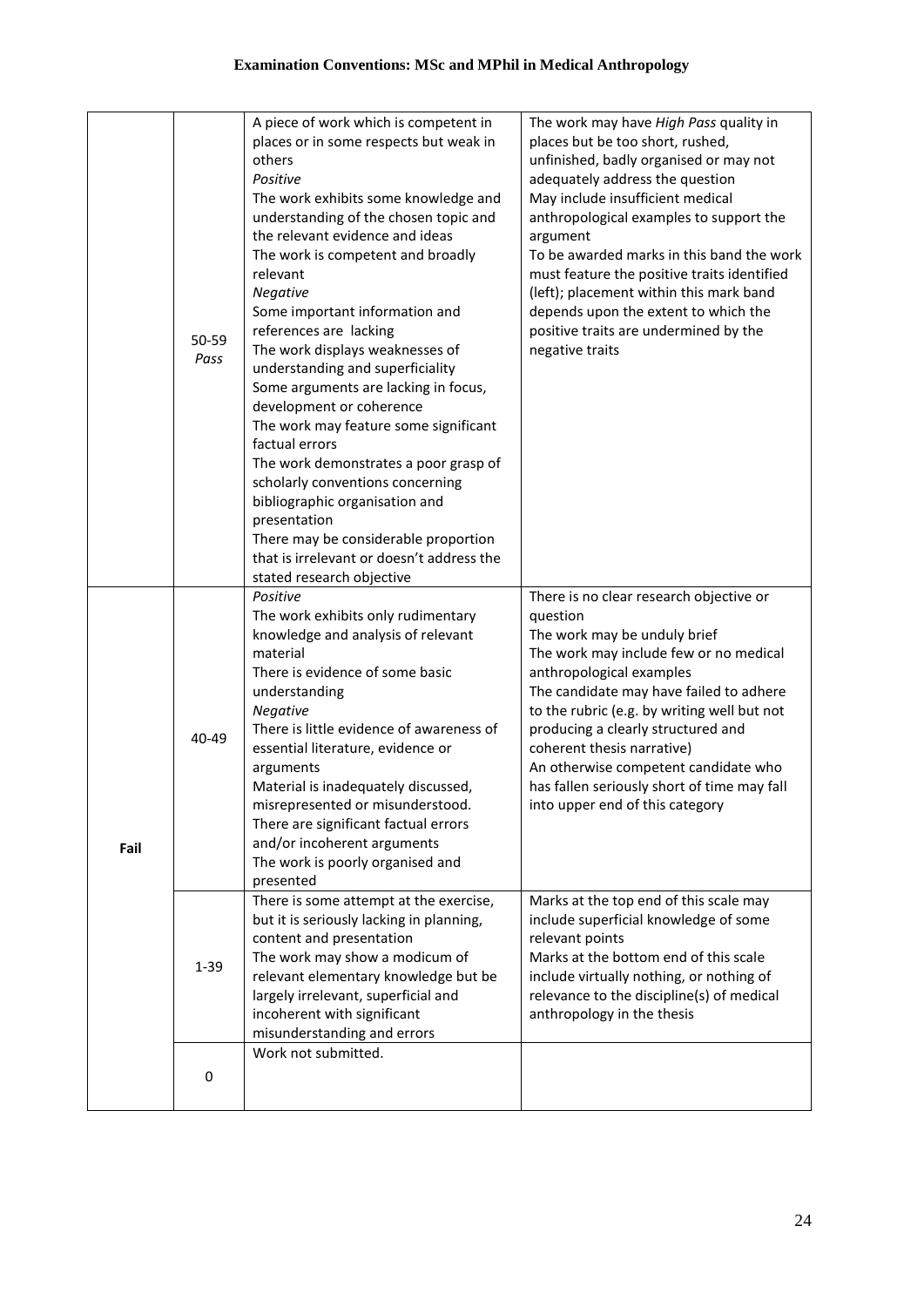| | | | |
|---|---|---|---|
| | 50-59 *Pass* | A piece of work which is competent in places or in some respects but weak in others<br>*Positive*<br>The work exhibits some knowledge and understanding of the chosen topic and the relevant evidence and ideas<br>The work is competent and broadly relevant<br>*Negative*<br>Some important information and references are lacking<br>The work displays weaknesses of understanding and superficiality<br>Some arguments are lacking in focus, development or coherence<br>The work may feature some significant factual errors<br>The work demonstrates a poor grasp of scholarly conventions concerning bibliographic organisation and presentation<br>There may be considerable proportion that is irrelevant or doesn't address the stated research objective | The work may have *High Pass* quality in places but be too short, rushed, unfinished, badly organised or may not adequately address the question<br>May include insufficient medical anthropological examples to support the argument<br>To be awarded marks in this band the work must feature the positive traits identified (left); placement within this mark band depends upon the extent to which the positive traits are undermined by the negative traits |
| **Fail** | 40-49 | *Positive*<br>The work exhibits only rudimentary knowledge and analysis of relevant material<br>There is evidence of some basic understanding<br>*Negative*<br>There is little evidence of awareness of essential literature, evidence or arguments<br>Material is inadequately discussed, misrepresented or misunderstood.<br>There are significant factual errors and/or incoherent arguments<br>The work is poorly organised and presented | There is no clear research objective or question<br>The work may be unduly brief<br>The work may include few or no medical anthropological examples<br>The candidate may have failed to adhere to the rubric (e.g. by writing well but not producing a clearly structured and coherent thesis narrative)<br>An otherwise competent candidate who has fallen seriously short of time may fall into upper end of this category |
| | 1-39 | There is some attempt at the exercise, but it is seriously lacking in planning, content and presentation<br>The work may show a modicum of relevant elementary knowledge but be largely irrelevant, superficial and incoherent with significant misunderstanding and errors | Marks at the top end of this scale may include superficial knowledge of some relevant points<br>Marks at the bottom end of this scale include virtually nothing, or nothing of relevance to the discipline(s) of medical anthropology in the thesis |
| | 0 | Work not submitted. | |